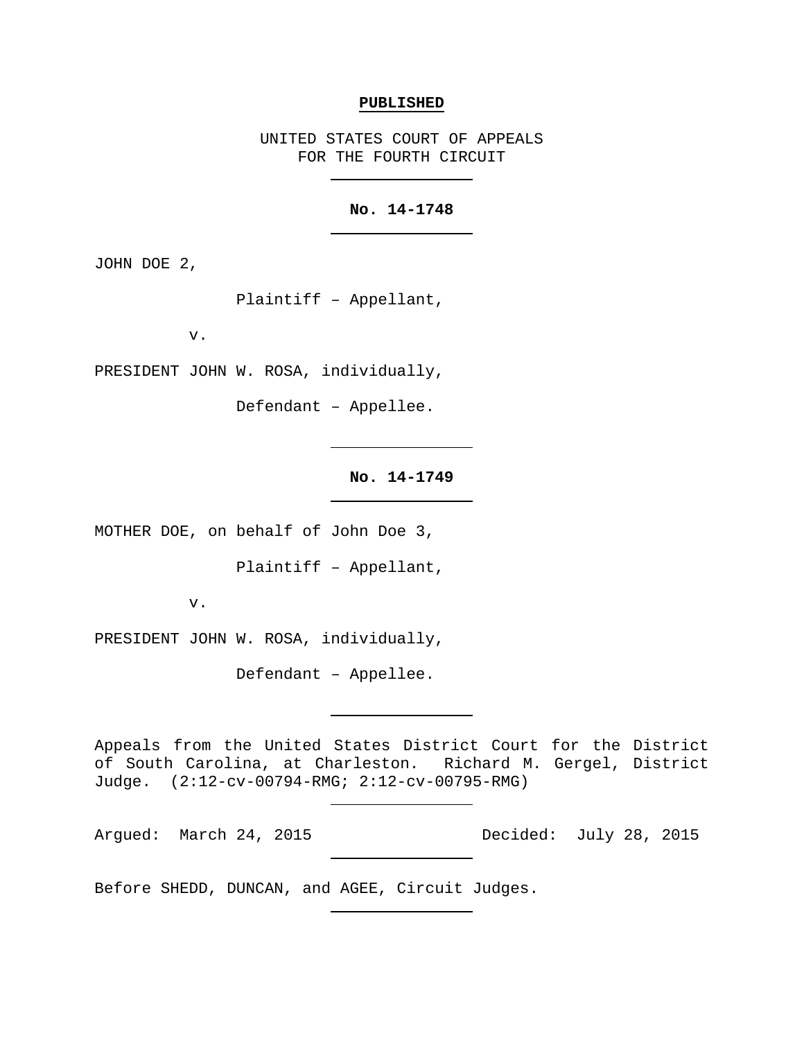**PUBLISHED**

UNITED STATES COURT OF APPEALS
FOR THE FOURTH CIRCUIT

**No. 14-1748**

JOHN DOE 2,

Plaintiff – Appellant,

v.

PRESIDENT JOHN W. ROSA, individually,

Defendant – Appellee.

**No. 14-1749**

MOTHER DOE, on behalf of John Doe 3,

Plaintiff – Appellant,

v.

PRESIDENT JOHN W. ROSA, individually,

Defendant – Appellee.

Appeals from the United States District Court for the District of South Carolina, at Charleston. Richard M. Gergel, District Judge. (2:12-cv-00794-RMG; 2:12-cv-00795-RMG)

Argued: March 24, 2015 Decided: July 28, 2015

Before SHEDD, DUNCAN, and AGEE, Circuit Judges.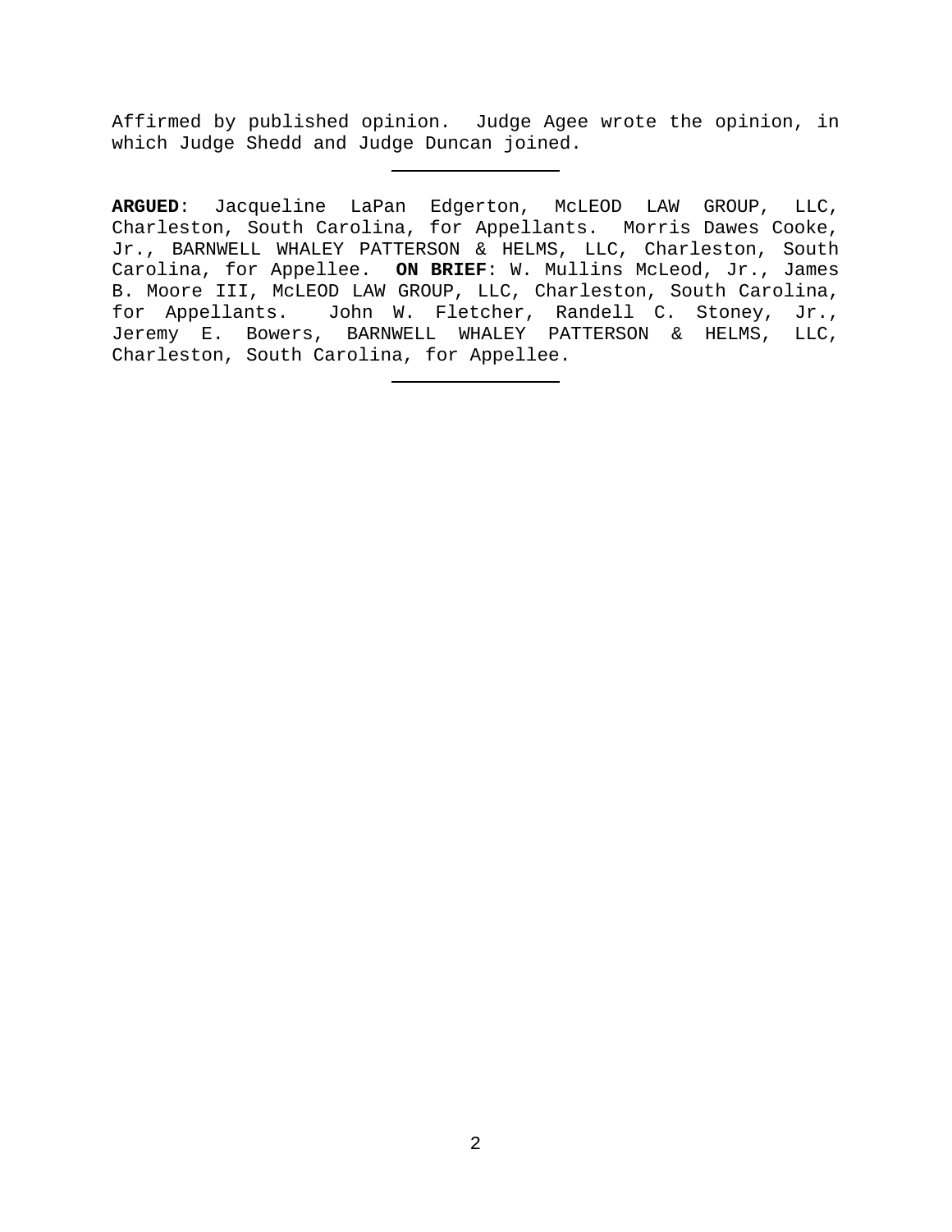Affirmed by published opinion. Judge Agee wrote the opinion, in which Judge Shedd and Judge Duncan joined.

---

**ARGUED**: Jacqueline LaPan Edgerton, McLEOD LAW GROUP, LLC, Charleston, South Carolina, for Appellants. Morris Dawes Cooke, Jr., BARNWELL WHALEY PATTERSON & HELMS, LLC, Charleston, South Carolina, for Appellee. **ON BRIEF**: W. Mullins McLeod, Jr., James B. Moore III, McLEOD LAW GROUP, LLC, Charleston, South Carolina, for Appellants. John W. Fletcher, Randell C. Stoney, Jr., Jeremy E. Bowers, BARNWELL WHALEY PATTERSON & HELMS, LLC, Charleston, South Carolina, for Appellee.

---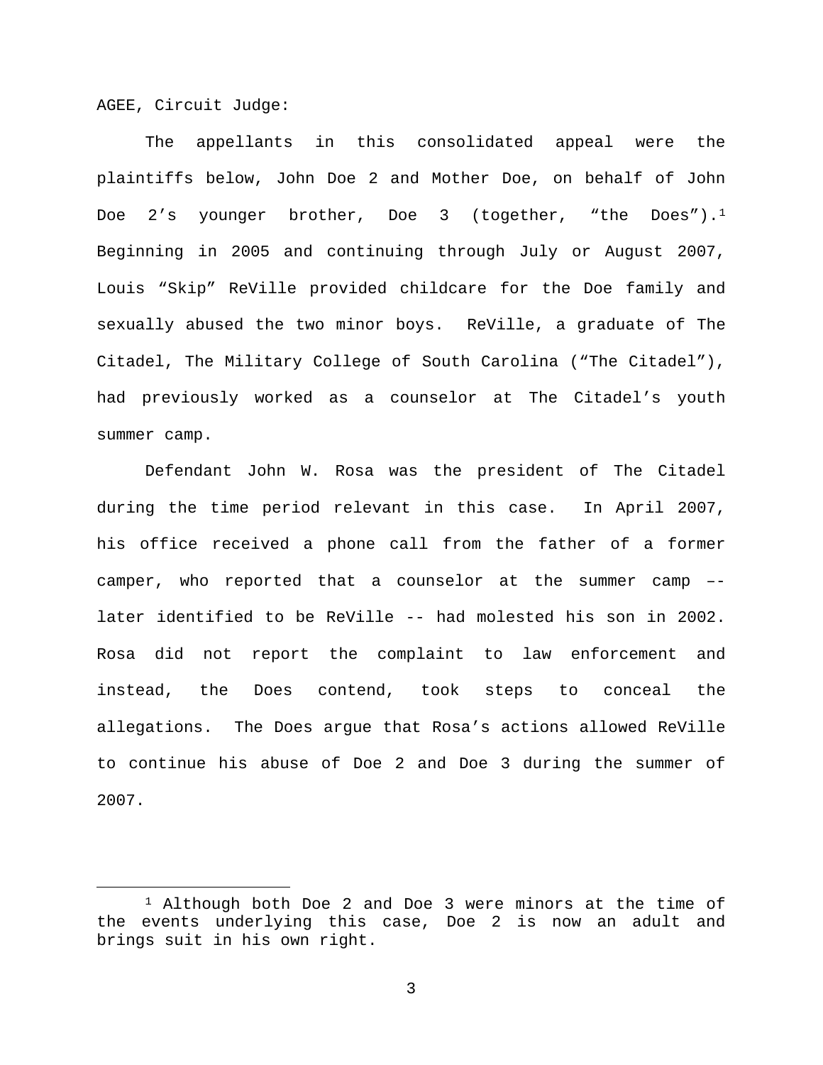AGEE, Circuit Judge:

The appellants in this consolidated appeal were the plaintiffs below, John Doe 2 and Mother Doe, on behalf of John Doe 2's younger brother, Doe 3 (together, "the Does").[1] Beginning in 2005 and continuing through July or August 2007, Louis "Skip" ReVille provided childcare for the Doe family and sexually abused the two minor boys. ReVille, a graduate of The Citadel, The Military College of South Carolina ("The Citadel"), had previously worked as a counselor at The Citadel's youth summer camp.

Defendant John W. Rosa was the president of The Citadel during the time period relevant in this case. In April 2007, his office received a phone call from the father of a former camper, who reported that a counselor at the summer camp –- later identified to be ReVille -- had molested his son in 2002. Rosa did not report the complaint to law enforcement and instead, the Does contend, took steps to conceal the allegations. The Does argue that Rosa's actions allowed ReVille to continue his abuse of Doe 2 and Doe 3 during the summer of 2007.

[1] Although both Doe 2 and Doe 3 were minors at the time of the events underlying this case, Doe 2 is now an adult and brings suit in his own right.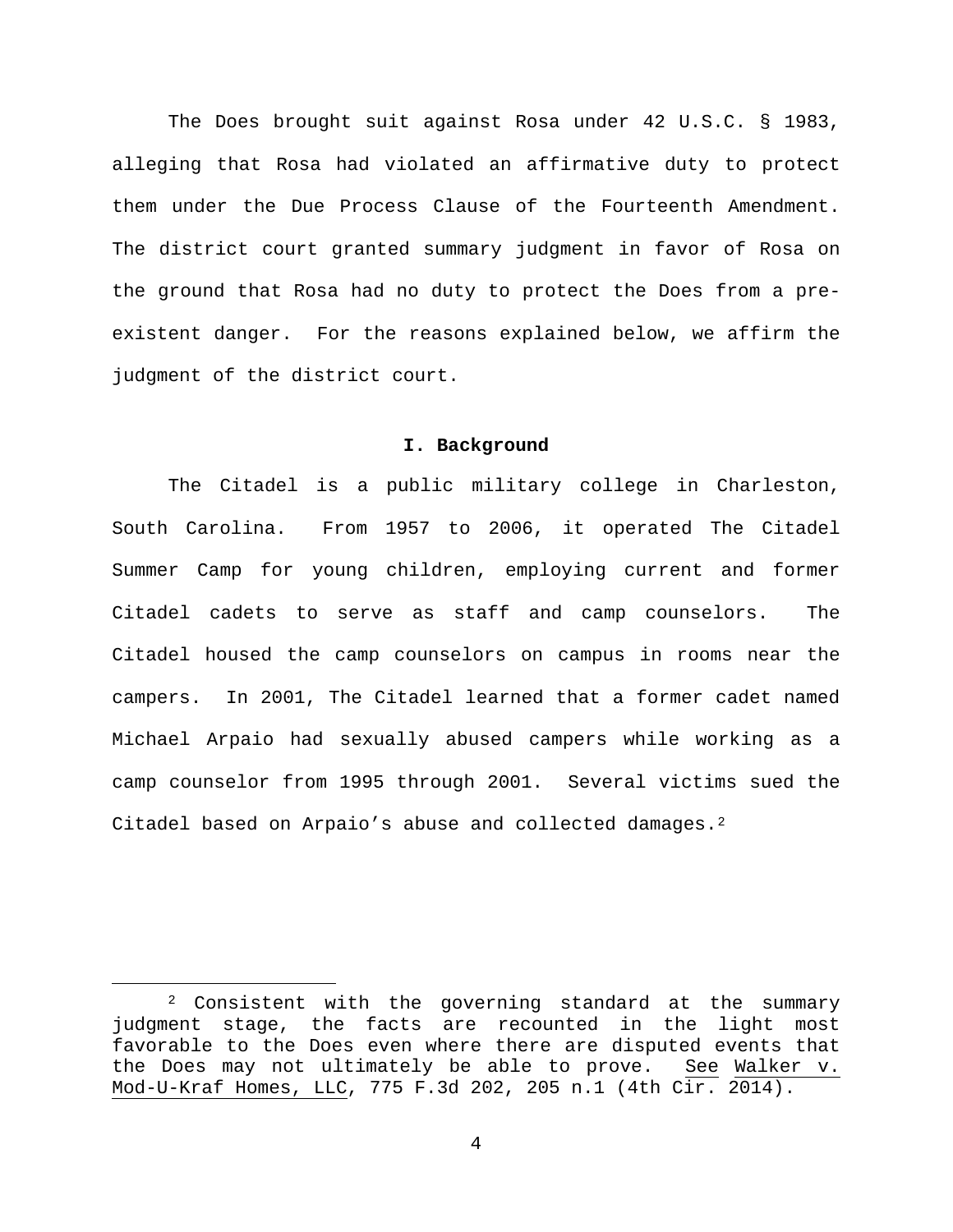The Does brought suit against Rosa under 42 U.S.C. § 1983, alleging that Rosa had violated an affirmative duty to protect them under the Due Process Clause of the Fourteenth Amendment. The district court granted summary judgment in favor of Rosa on the ground that Rosa had no duty to protect the Does from a pre-existent danger. For the reasons explained below, we affirm the judgment of the district court.

## I. Background

The Citadel is a public military college in Charleston, South Carolina. From 1957 to 2006, it operated The Citadel Summer Camp for young children, employing current and former Citadel cadets to serve as staff and camp counselors. The Citadel housed the camp counselors on campus in rooms near the campers. In 2001, The Citadel learned that a former cadet named Michael Arpaio had sexually abused campers while working as a camp counselor from 1995 through 2001. Several victims sued the Citadel based on Arpaio's abuse and collected damages.[2]

---

[2] Consistent with the governing standard at the summary judgment stage, the facts are recounted in the light most favorable to the Does even where there are disputed events that the Does may not ultimately be able to prove. See Walker v. Mod-U-Kraf Homes, LLC, 775 F.3d 202, 205 n.1 (4th Cir. 2014).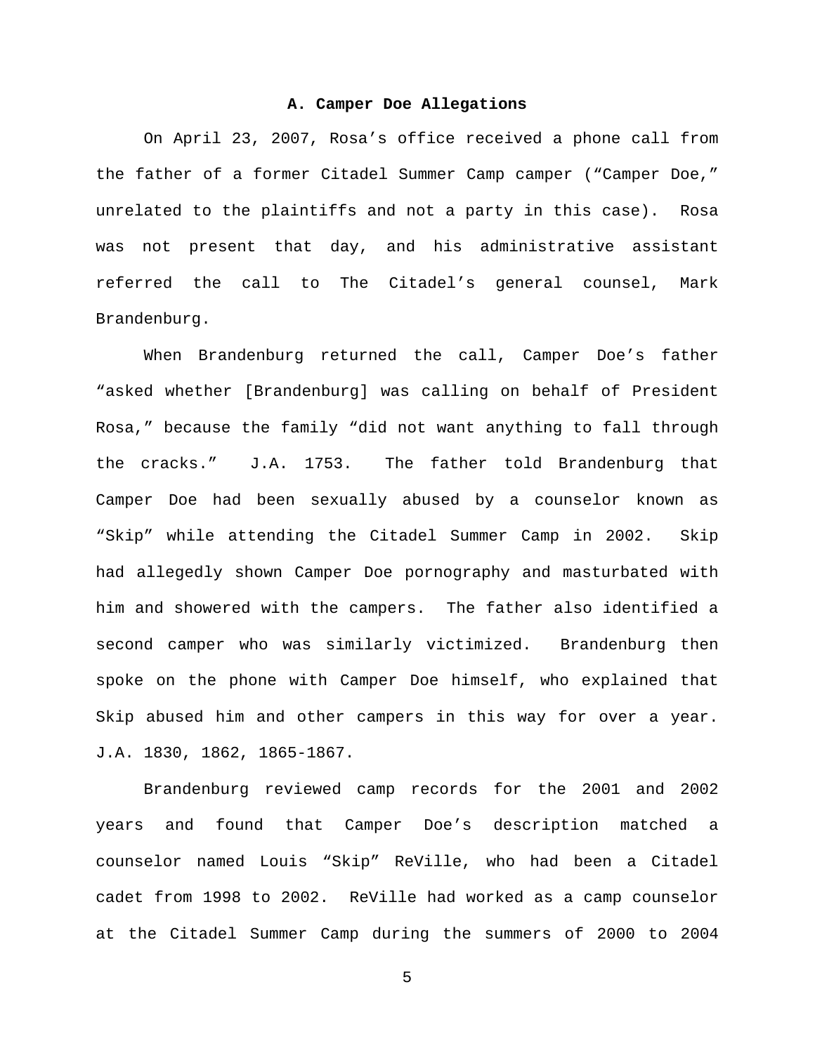### A. Camper Doe Allegations

On April 23, 2007, Rosa's office received a phone call from the father of a former Citadel Summer Camp camper ("Camper Doe," unrelated to the plaintiffs and not a party in this case). Rosa was not present that day, and his administrative assistant referred the call to The Citadel's general counsel, Mark Brandenburg.

When Brandenburg returned the call, Camper Doe's father "asked whether [Brandenburg] was calling on behalf of President Rosa," because the family "did not want anything to fall through the cracks." J.A. 1753. The father told Brandenburg that Camper Doe had been sexually abused by a counselor known as "Skip" while attending the Citadel Summer Camp in 2002. Skip had allegedly shown Camper Doe pornography and masturbated with him and showered with the campers. The father also identified a second camper who was similarly victimized. Brandenburg then spoke on the phone with Camper Doe himself, who explained that Skip abused him and other campers in this way for over a year. J.A. 1830, 1862, 1865-1867.

Brandenburg reviewed camp records for the 2001 and 2002 years and found that Camper Doe's description matched a counselor named Louis "Skip" ReVille, who had been a Citadel cadet from 1998 to 2002. ReVille had worked as a camp counselor at the Citadel Summer Camp during the summers of 2000 to 2004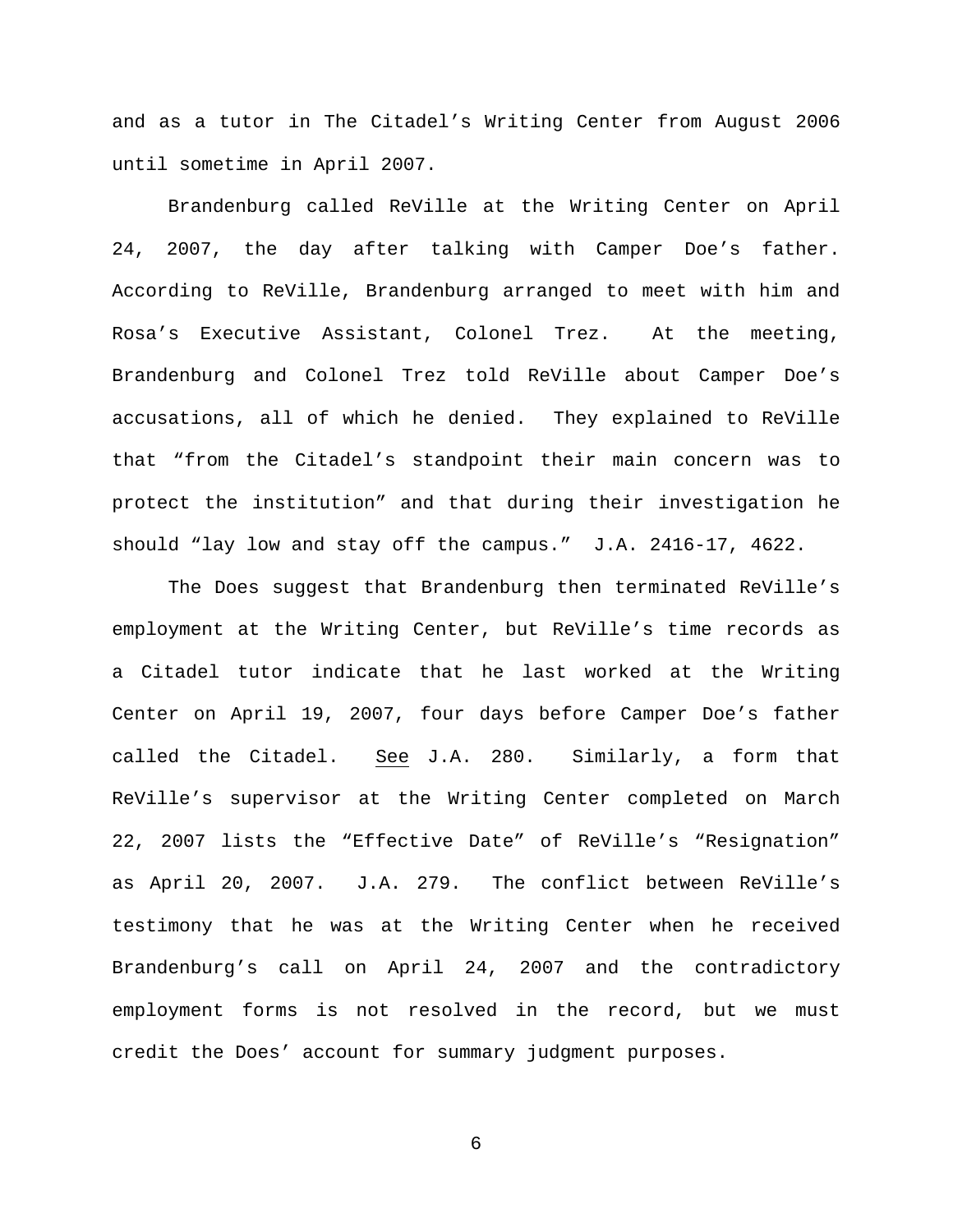and as a tutor in The Citadel's Writing Center from August 2006 until sometime in April 2007.

Brandenburg called ReVille at the Writing Center on April 24, 2007, the day after talking with Camper Doe's father. According to ReVille, Brandenburg arranged to meet with him and Rosa's Executive Assistant, Colonel Trez. At the meeting, Brandenburg and Colonel Trez told ReVille about Camper Doe's accusations, all of which he denied. They explained to ReVille that "from the Citadel's standpoint their main concern was to protect the institution" and that during their investigation he should "lay low and stay off the campus." J.A. 2416-17, 4622.

The Does suggest that Brandenburg then terminated ReVille's employment at the Writing Center, but ReVille's time records as a Citadel tutor indicate that he last worked at the Writing Center on April 19, 2007, four days before Camper Doe's father called the Citadel. See J.A. 280. Similarly, a form that ReVille's supervisor at the Writing Center completed on March 22, 2007 lists the "Effective Date" of ReVille's "Resignation" as April 20, 2007. J.A. 279. The conflict between ReVille's testimony that he was at the Writing Center when he received Brandenburg's call on April 24, 2007 and the contradictory employment forms is not resolved in the record, but we must credit the Does' account for summary judgment purposes.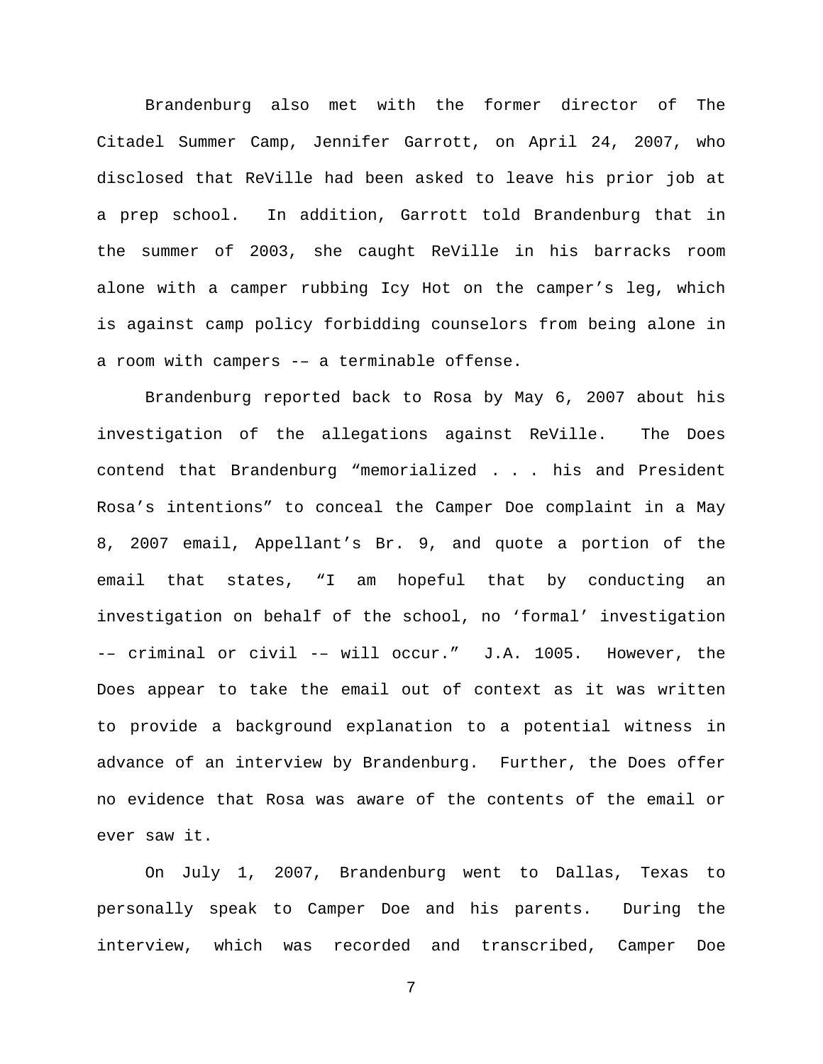Brandenburg also met with the former director of The Citadel Summer Camp, Jennifer Garrott, on April 24, 2007, who disclosed that ReVille had been asked to leave his prior job at a prep school. In addition, Garrott told Brandenburg that in the summer of 2003, she caught ReVille in his barracks room alone with a camper rubbing Icy Hot on the camper's leg, which is against camp policy forbidding counselors from being alone in a room with campers -– a terminable offense.

Brandenburg reported back to Rosa by May 6, 2007 about his investigation of the allegations against ReVille. The Does contend that Brandenburg "memorialized . . . his and President Rosa's intentions" to conceal the Camper Doe complaint in a May 8, 2007 email, Appellant's Br. 9, and quote a portion of the email that states, "I am hopeful that by conducting an investigation on behalf of the school, no 'formal' investigation -– criminal or civil -– will occur." J.A. 1005. However, the Does appear to take the email out of context as it was written to provide a background explanation to a potential witness in advance of an interview by Brandenburg. Further, the Does offer no evidence that Rosa was aware of the contents of the email or ever saw it.

On July 1, 2007, Brandenburg went to Dallas, Texas to personally speak to Camper Doe and his parents. During the interview, which was recorded and transcribed, Camper Doe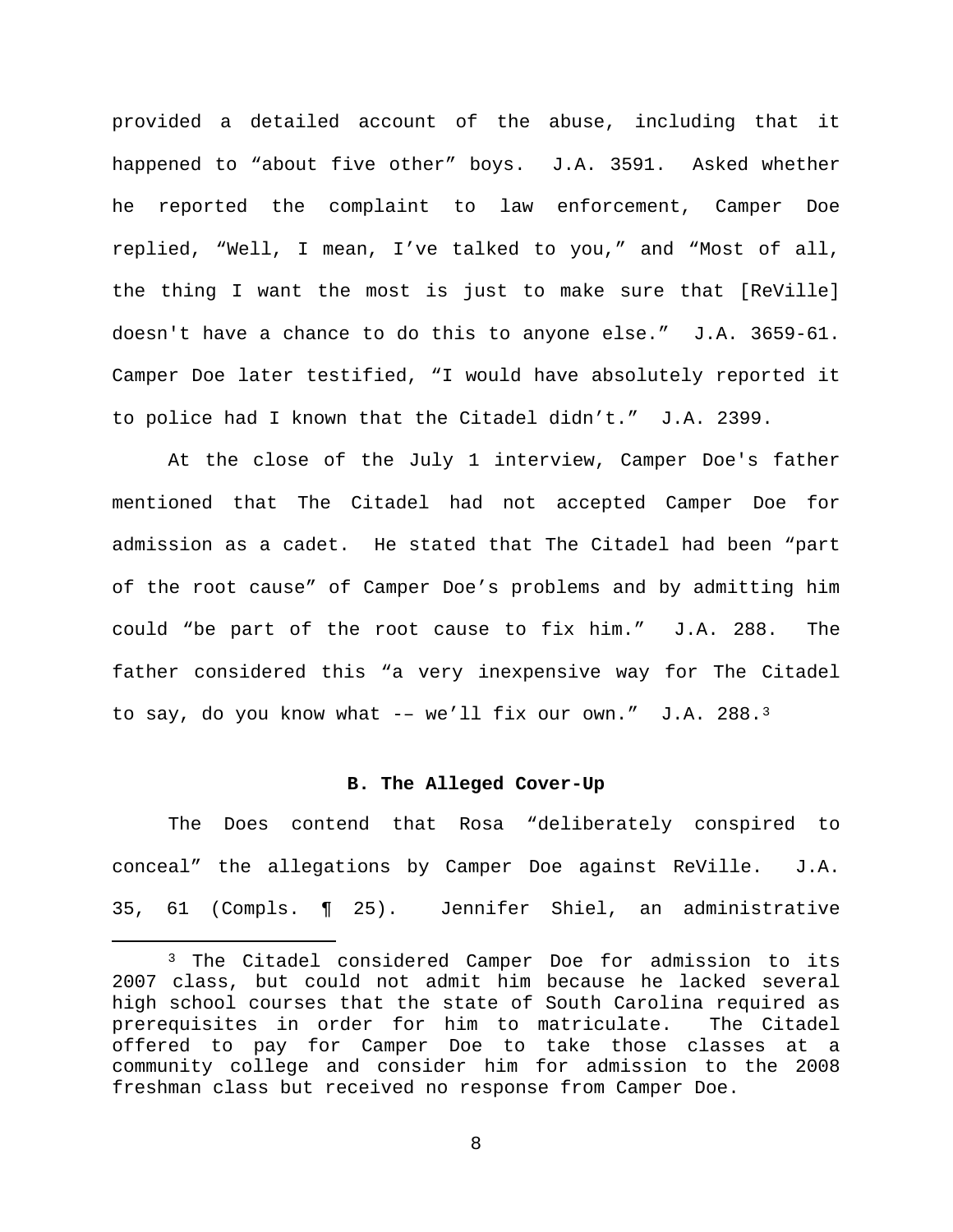provided a detailed account of the abuse, including that it happened to "about five other" boys. J.A. 3591. Asked whether he reported the complaint to law enforcement, Camper Doe replied, "Well, I mean, I've talked to you," and "Most of all, the thing I want the most is just to make sure that [ReVille] doesn't have a chance to do this to anyone else." J.A. 3659-61. Camper Doe later testified, "I would have absolutely reported it to police had I known that the Citadel didn't." J.A. 2399.

At the close of the July 1 interview, Camper Doe's father mentioned that The Citadel had not accepted Camper Doe for admission as a cadet. He stated that The Citadel had been "part of the root cause" of Camper Doe's problems and by admitting him could "be part of the root cause to fix him." J.A. 288. The father considered this "a very inexpensive way for The Citadel to say, do you know what -– we'll fix our own." J.A. 288.[3]

**B. The Alleged Cover-Up**

The Does contend that Rosa "deliberately conspired to conceal" the allegations by Camper Doe against ReVille. J.A. 35, 61 (Compls. ¶ 25). Jennifer Shiel, an administrative

[3] The Citadel considered Camper Doe for admission to its 2007 class, but could not admit him because he lacked several high school courses that the state of South Carolina required as prerequisites in order for him to matriculate. The Citadel offered to pay for Camper Doe to take those classes at a community college and consider him for admission to the 2008 freshman class but received no response from Camper Doe.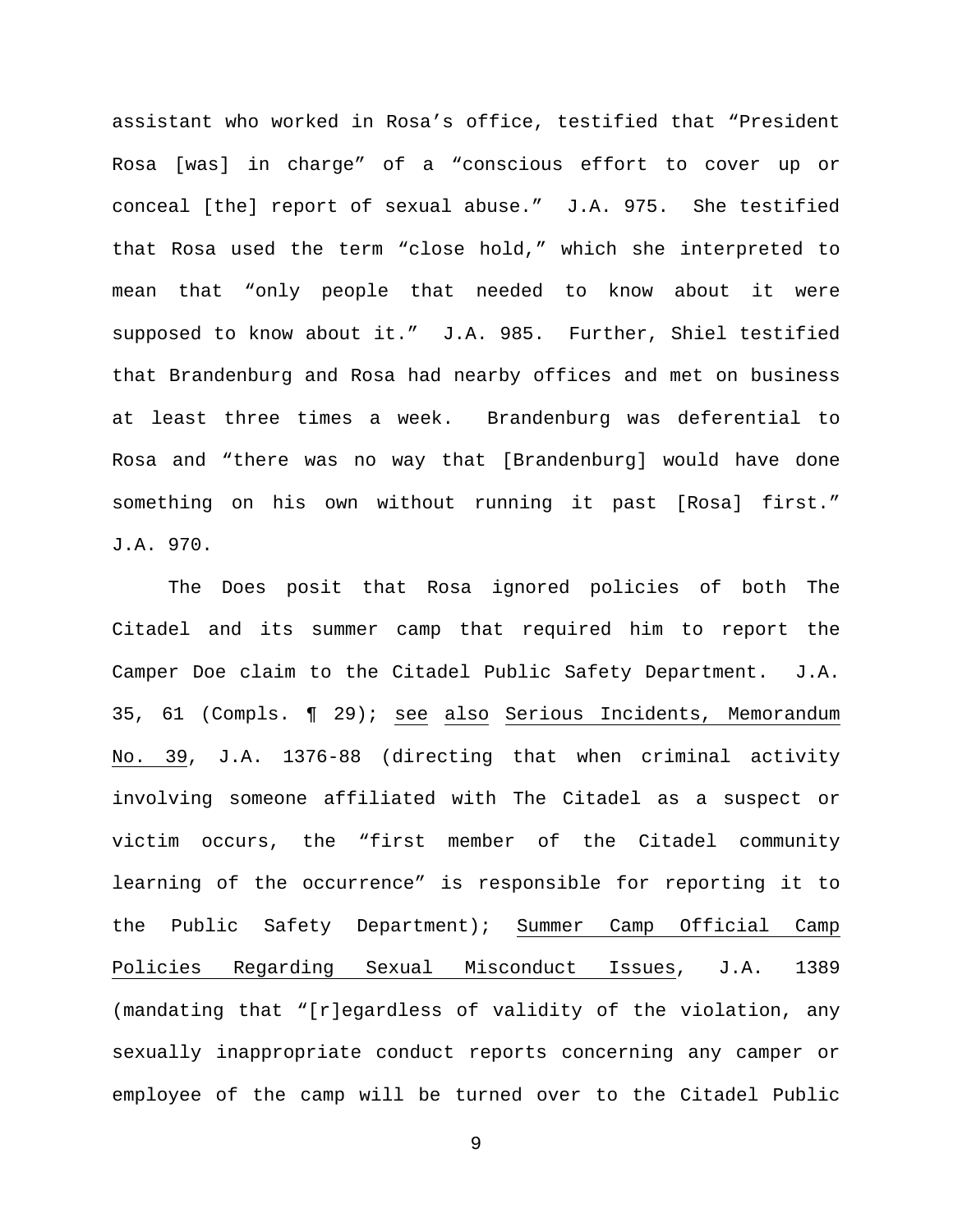assistant who worked in Rosa's office, testified that "President Rosa [was] in charge" of a "conscious effort to cover up or conceal [the] report of sexual abuse." J.A. 975. She testified that Rosa used the term "close hold," which she interpreted to mean that "only people that needed to know about it were supposed to know about it." J.A. 985. Further, Shiel testified that Brandenburg and Rosa had nearby offices and met on business at least three times a week. Brandenburg was deferential to Rosa and "there was no way that [Brandenburg] would have done something on his own without running it past [Rosa] first." J.A. 970.

The Does posit that Rosa ignored policies of both The Citadel and its summer camp that required him to report the Camper Doe claim to the Citadel Public Safety Department. J.A. 35, 61 (Compls. ¶ 29); <u>see also</u> <u>Serious Incidents, Memorandum No. 39</u>, J.A. 1376-88 (directing that when criminal activity involving someone affiliated with The Citadel as a suspect or victim occurs, the "first member of the Citadel community learning of the occurrence" is responsible for reporting it to the Public Safety Department); <u>Summer Camp Official Camp Policies Regarding Sexual Misconduct Issues</u>, J.A. 1389 (mandating that "[r]egardless of validity of the violation, any sexually inappropriate conduct reports concerning any camper or employee of the camp will be turned over to the Citadel Public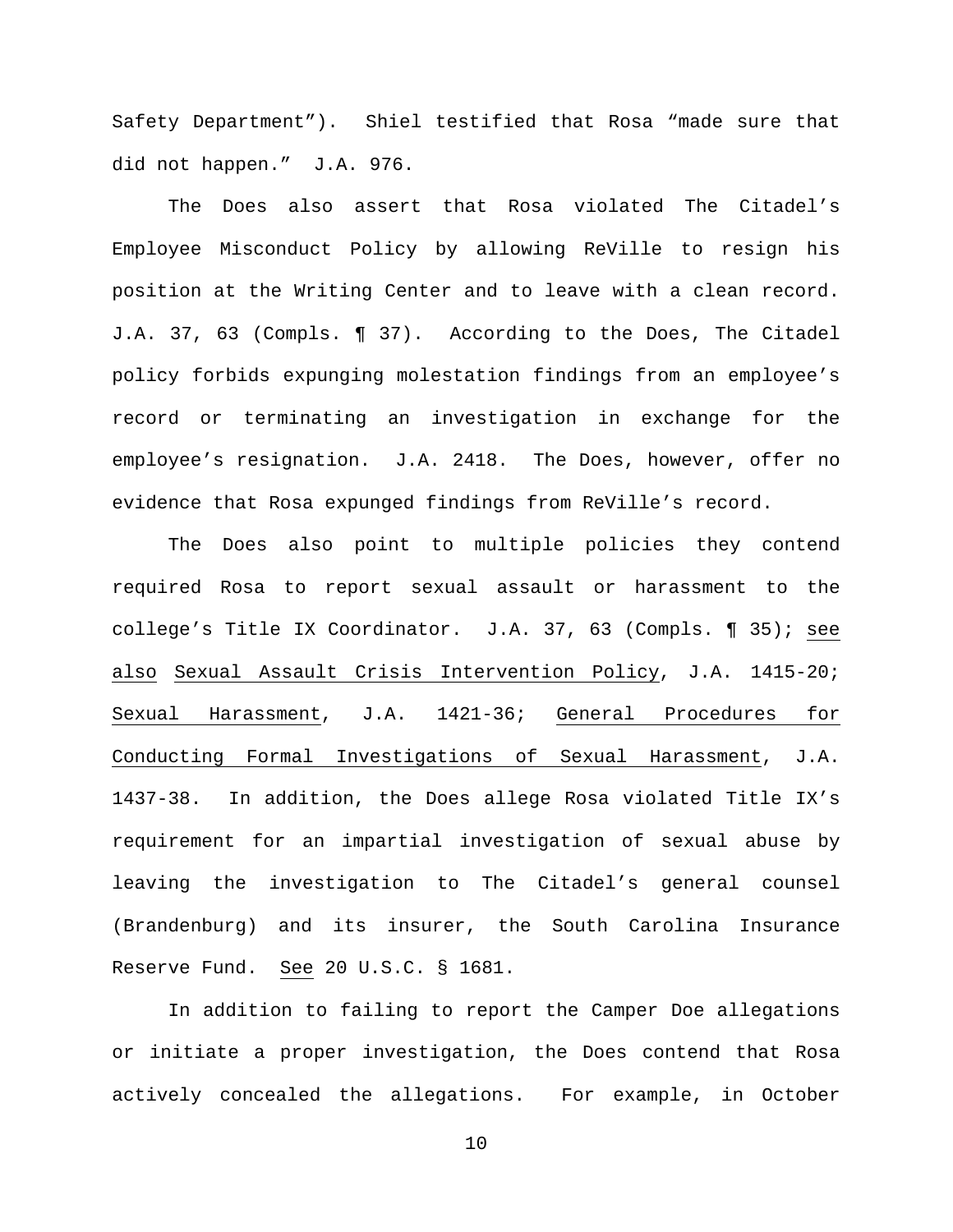Safety Department"). Shiel testified that Rosa "made sure that did not happen." J.A. 976.

The Does also assert that Rosa violated The Citadel's Employee Misconduct Policy by allowing ReVille to resign his position at the Writing Center and to leave with a clean record. J.A. 37, 63 (Compls. ¶ 37). According to the Does, The Citadel policy forbids expunging molestation findings from an employee's record or terminating an investigation in exchange for the employee's resignation. J.A. 2418. The Does, however, offer no evidence that Rosa expunged findings from ReVille's record.

The Does also point to multiple policies they contend required Rosa to report sexual assault or harassment to the college's Title IX Coordinator. J.A. 37, 63 (Compls. ¶ 35); see also Sexual Assault Crisis Intervention Policy, J.A. 1415-20; Sexual Harassment, J.A. 1421-36; General Procedures for Conducting Formal Investigations of Sexual Harassment, J.A. 1437-38. In addition, the Does allege Rosa violated Title IX's requirement for an impartial investigation of sexual abuse by leaving the investigation to The Citadel's general counsel (Brandenburg) and its insurer, the South Carolina Insurance Reserve Fund. See 20 U.S.C. § 1681.

In addition to failing to report the Camper Doe allegations or initiate a proper investigation, the Does contend that Rosa actively concealed the allegations. For example, in October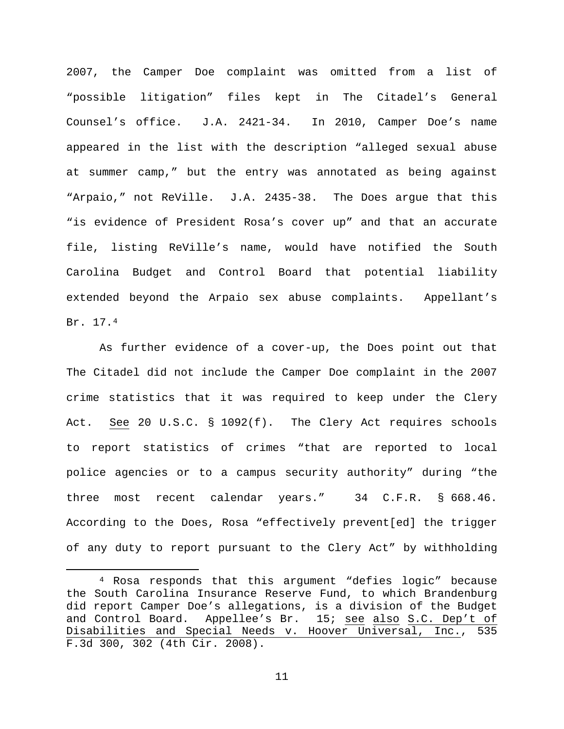2007, the Camper Doe complaint was omitted from a list of "possible litigation" files kept in The Citadel's General Counsel's office. J.A. 2421-34. In 2010, Camper Doe's name appeared in the list with the description "alleged sexual abuse at summer camp," but the entry was annotated as being against "Arpaio," not ReVille. J.A. 2435-38. The Does argue that this "is evidence of President Rosa's cover up" and that an accurate file, listing ReVille's name, would have notified the South Carolina Budget and Control Board that potential liability extended beyond the Arpaio sex abuse complaints. Appellant's Br. 17.[4]

As further evidence of a cover-up, the Does point out that The Citadel did not include the Camper Doe complaint in the 2007 crime statistics that it was required to keep under the Clery Act. See 20 U.S.C. § 1092(f). The Clery Act requires schools to report statistics of crimes "that are reported to local police agencies or to a campus security authority" during "the three most recent calendar years." 34 C.F.R. § 668.46. According to the Does, Rosa "effectively prevent[ed] the trigger of any duty to report pursuant to the Clery Act" by withholding

[4] Rosa responds that this argument "defies logic" because the South Carolina Insurance Reserve Fund, to which Brandenburg did report Camper Doe's allegations, is a division of the Budget and Control Board. Appellee's Br. 15; see also S.C. Dep't of Disabilities and Special Needs v. Hoover Universal, Inc., 535 F.3d 300, 302 (4th Cir. 2008).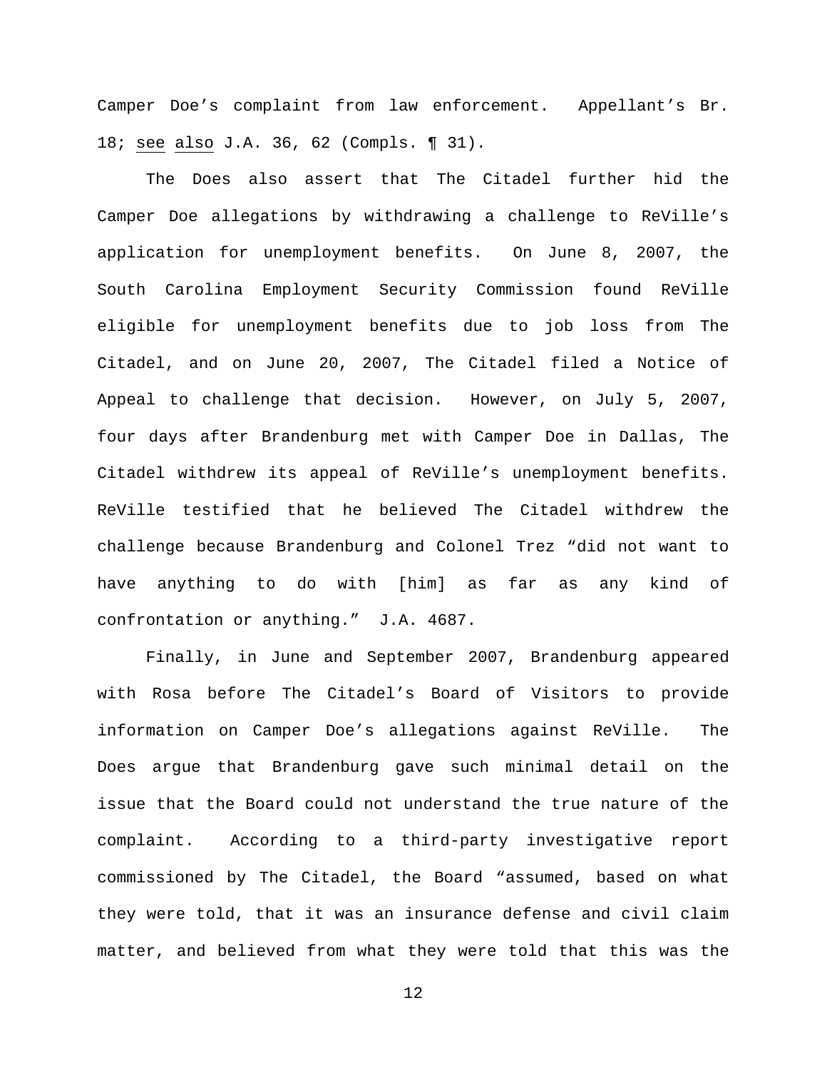Camper Doe's complaint from law enforcement. Appellant's Br. 18; see also J.A. 36, 62 (Compls. ¶ 31).

The Does also assert that The Citadel further hid the Camper Doe allegations by withdrawing a challenge to ReVille's application for unemployment benefits. On June 8, 2007, the South Carolina Employment Security Commission found ReVille eligible for unemployment benefits due to job loss from The Citadel, and on June 20, 2007, The Citadel filed a Notice of Appeal to challenge that decision. However, on July 5, 2007, four days after Brandenburg met with Camper Doe in Dallas, The Citadel withdrew its appeal of ReVille's unemployment benefits. ReVille testified that he believed The Citadel withdrew the challenge because Brandenburg and Colonel Trez "did not want to have anything to do with [him] as far as any kind of confrontation or anything." J.A. 4687.

Finally, in June and September 2007, Brandenburg appeared with Rosa before The Citadel's Board of Visitors to provide information on Camper Doe's allegations against ReVille. The Does argue that Brandenburg gave such minimal detail on the issue that the Board could not understand the true nature of the complaint. According to a third-party investigative report commissioned by The Citadel, the Board "assumed, based on what they were told, that it was an insurance defense and civil claim matter, and believed from what they were told that this was the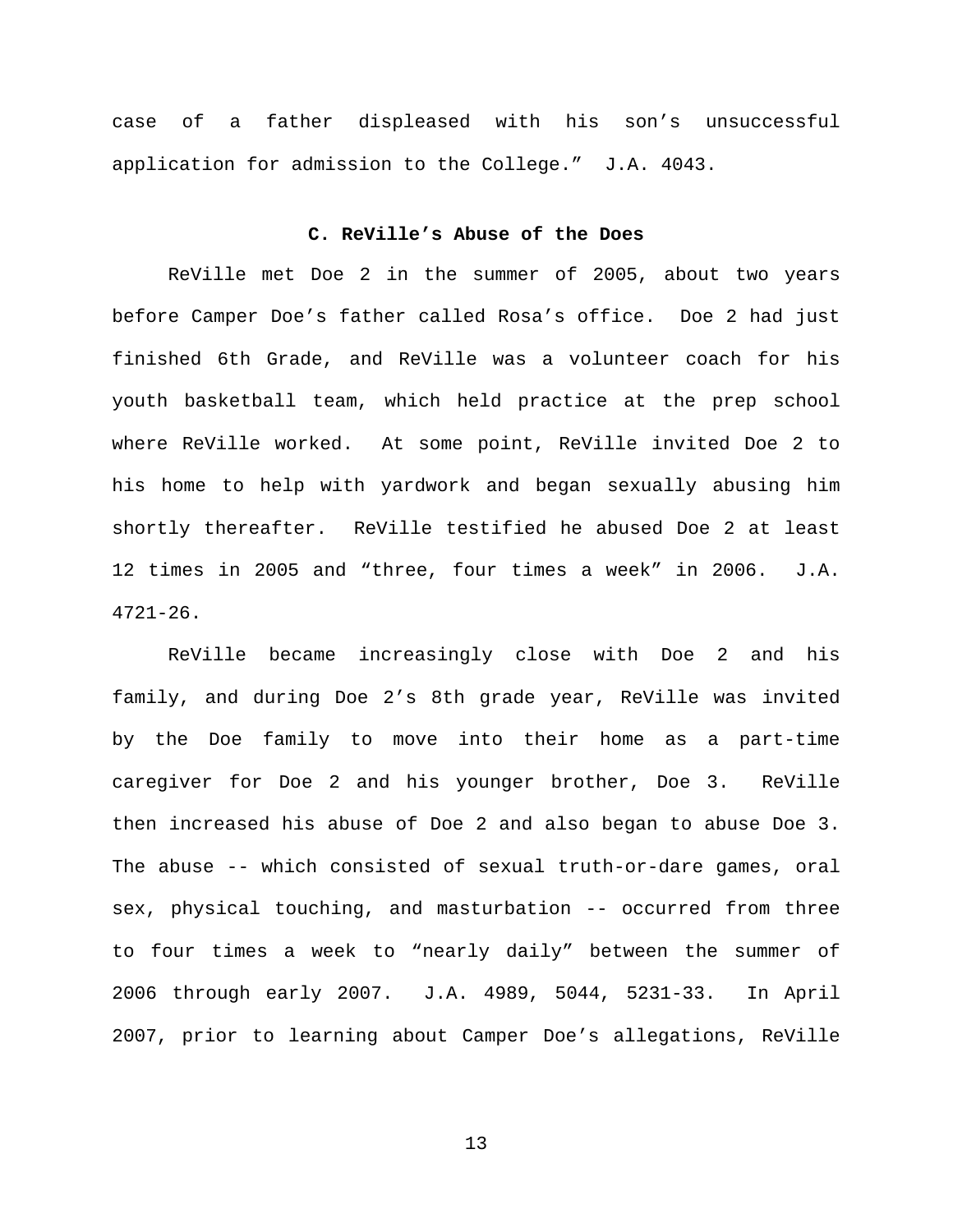case of a father displeased with his son's unsuccessful application for admission to the College." J.A. 4043.

### C. ReVille's Abuse of the Does

ReVille met Doe 2 in the summer of 2005, about two years before Camper Doe's father called Rosa's office. Doe 2 had just finished 6th Grade, and ReVille was a volunteer coach for his youth basketball team, which held practice at the prep school where ReVille worked. At some point, ReVille invited Doe 2 to his home to help with yardwork and began sexually abusing him shortly thereafter. ReVille testified he abused Doe 2 at least 12 times in 2005 and "three, four times a week" in 2006. J.A. 4721-26.

ReVille became increasingly close with Doe 2 and his family, and during Doe 2's 8th grade year, ReVille was invited by the Doe family to move into their home as a part-time caregiver for Doe 2 and his younger brother, Doe 3. ReVille then increased his abuse of Doe 2 and also began to abuse Doe 3. The abuse -- which consisted of sexual truth-or-dare games, oral sex, physical touching, and masturbation -- occurred from three to four times a week to "nearly daily" between the summer of 2006 through early 2007. J.A. 4989, 5044, 5231-33. In April 2007, prior to learning about Camper Doe's allegations, ReVille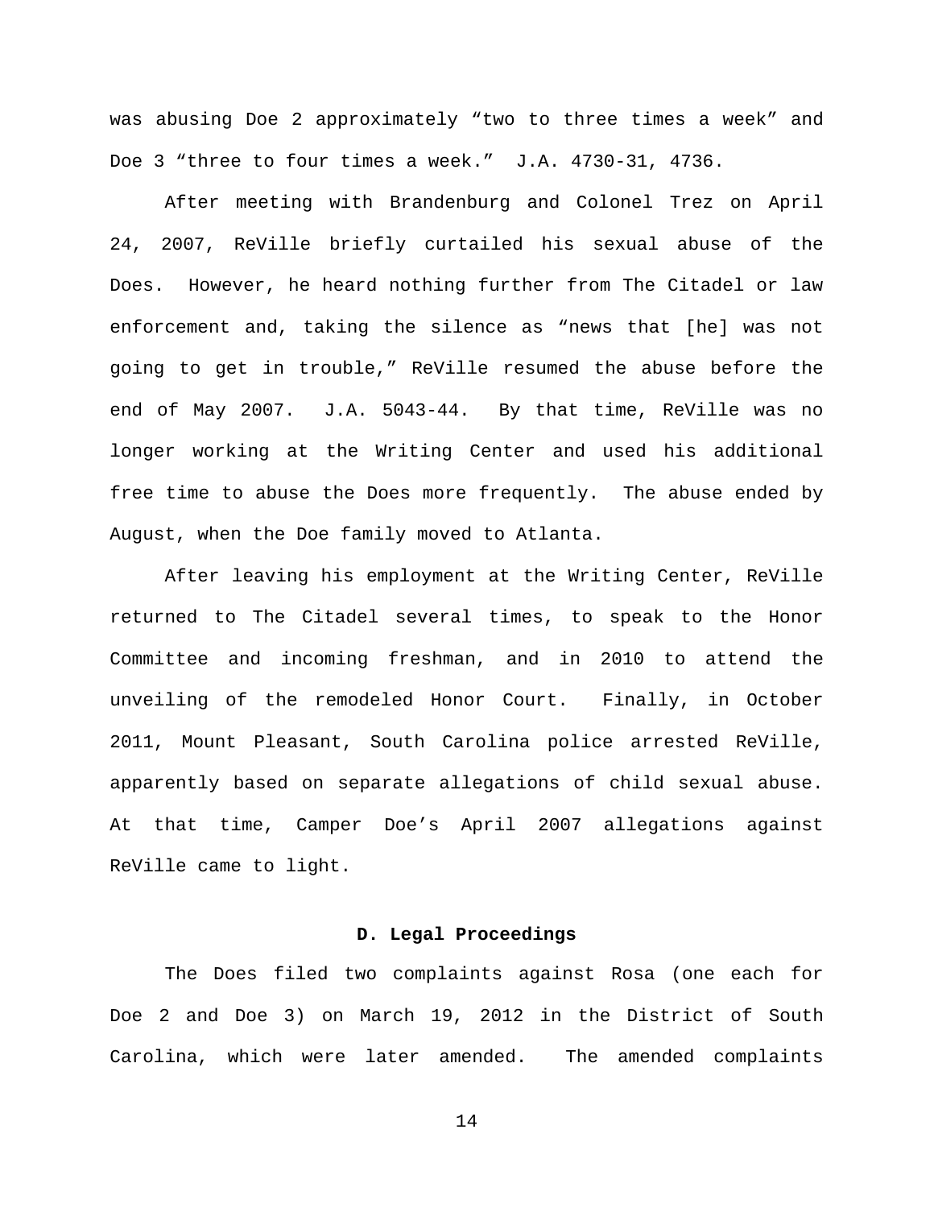was abusing Doe 2 approximately "two to three times a week" and Doe 3 "three to four times a week." J.A. 4730-31, 4736.

After meeting with Brandenburg and Colonel Trez on April 24, 2007, ReVille briefly curtailed his sexual abuse of the Does. However, he heard nothing further from The Citadel or law enforcement and, taking the silence as "news that [he] was not going to get in trouble," ReVille resumed the abuse before the end of May 2007. J.A. 5043-44. By that time, ReVille was no longer working at the Writing Center and used his additional free time to abuse the Does more frequently. The abuse ended by August, when the Doe family moved to Atlanta.

After leaving his employment at the Writing Center, ReVille returned to The Citadel several times, to speak to the Honor Committee and incoming freshman, and in 2010 to attend the unveiling of the remodeled Honor Court. Finally, in October 2011, Mount Pleasant, South Carolina police arrested ReVille, apparently based on separate allegations of child sexual abuse. At that time, Camper Doe's April 2007 allegations against ReVille came to light.

### D. Legal Proceedings

The Does filed two complaints against Rosa (one each for Doe 2 and Doe 3) on March 19, 2012 in the District of South Carolina, which were later amended. The amended complaints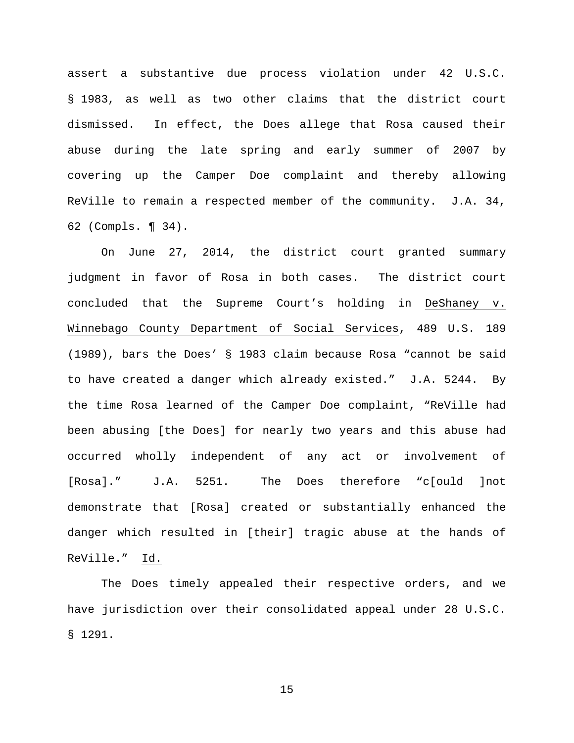assert a substantive due process violation under 42 U.S.C. § 1983, as well as two other claims that the district court dismissed. In effect, the Does allege that Rosa caused their abuse during the late spring and early summer of 2007 by covering up the Camper Doe complaint and thereby allowing ReVille to remain a respected member of the community. J.A. 34, 62 (Compls. ¶ 34).

On June 27, 2014, the district court granted summary judgment in favor of Rosa in both cases. The district court concluded that the Supreme Court's holding in DeShaney v. Winnebago County Department of Social Services, 489 U.S. 189 (1989), bars the Does' § 1983 claim because Rosa "cannot be said to have created a danger which already existed." J.A. 5244. By the time Rosa learned of the Camper Doe complaint, "ReVille had been abusing [the Does] for nearly two years and this abuse had occurred wholly independent of any act or involvement of [Rosa]." J.A. 5251. The Does therefore "c[ould ]not demonstrate that [Rosa] created or substantially enhanced the danger which resulted in [their] tragic abuse at the hands of ReVille." Id.

The Does timely appealed their respective orders, and we have jurisdiction over their consolidated appeal under 28 U.S.C. § 1291.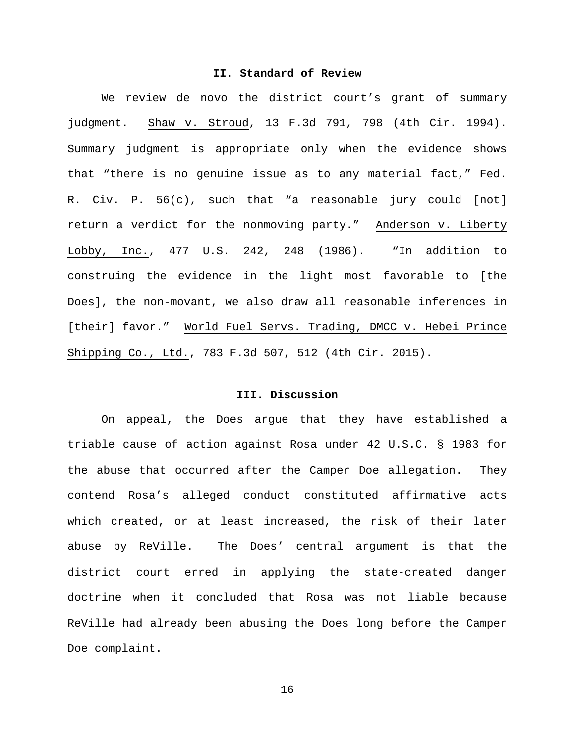## II. Standard of Review

We review de novo the district court's grant of summary judgment. Shaw v. Stroud, 13 F.3d 791, 798 (4th Cir. 1994). Summary judgment is appropriate only when the evidence shows that "there is no genuine issue as to any material fact," Fed. R. Civ. P. 56(c), such that "a reasonable jury could [not] return a verdict for the nonmoving party." Anderson v. Liberty Lobby, Inc., 477 U.S. 242, 248 (1986). "In addition to construing the evidence in the light most favorable to [the Does], the non-movant, we also draw all reasonable inferences in [their] favor." World Fuel Servs. Trading, DMCC v. Hebei Prince Shipping Co., Ltd., 783 F.3d 507, 512 (4th Cir. 2015).

## III. Discussion

On appeal, the Does argue that they have established a triable cause of action against Rosa under 42 U.S.C. § 1983 for the abuse that occurred after the Camper Doe allegation. They contend Rosa's alleged conduct constituted affirmative acts which created, or at least increased, the risk of their later abuse by ReVille. The Does' central argument is that the district court erred in applying the state-created danger doctrine when it concluded that Rosa was not liable because ReVille had already been abusing the Does long before the Camper Doe complaint.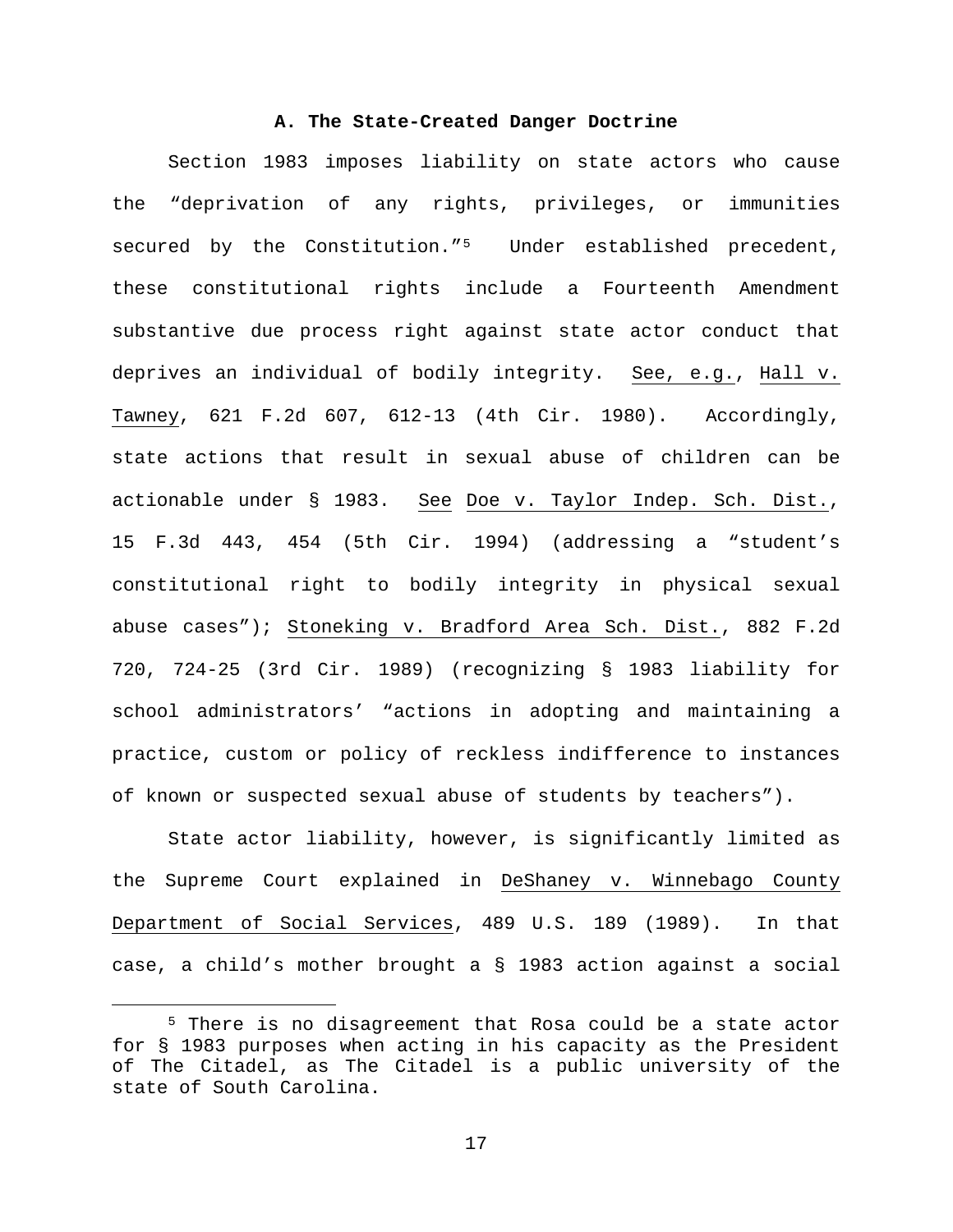### A. The State-Created Danger Doctrine

Section 1983 imposes liability on state actors who cause the "deprivation of any rights, privileges, or immunities secured by the Constitution."[5] Under established precedent, these constitutional rights include a Fourteenth Amendment substantive due process right against state actor conduct that deprives an individual of bodily integrity. See, e.g., Hall v. Tawney, 621 F.2d 607, 612-13 (4th Cir. 1980). Accordingly, state actions that result in sexual abuse of children can be actionable under § 1983. See Doe v. Taylor Indep. Sch. Dist., 15 F.3d 443, 454 (5th Cir. 1994) (addressing a "student's constitutional right to bodily integrity in physical sexual abuse cases"); Stoneking v. Bradford Area Sch. Dist., 882 F.2d 720, 724-25 (3rd Cir. 1989) (recognizing § 1983 liability for school administrators' "actions in adopting and maintaining a practice, custom or policy of reckless indifference to instances of known or suspected sexual abuse of students by teachers").

State actor liability, however, is significantly limited as the Supreme Court explained in DeShaney v. Winnebago County Department of Social Services, 489 U.S. 189 (1989). In that case, a child's mother brought a § 1983 action against a social

[5] There is no disagreement that Rosa could be a state actor for § 1983 purposes when acting in his capacity as the President of The Citadel, as The Citadel is a public university of the state of South Carolina.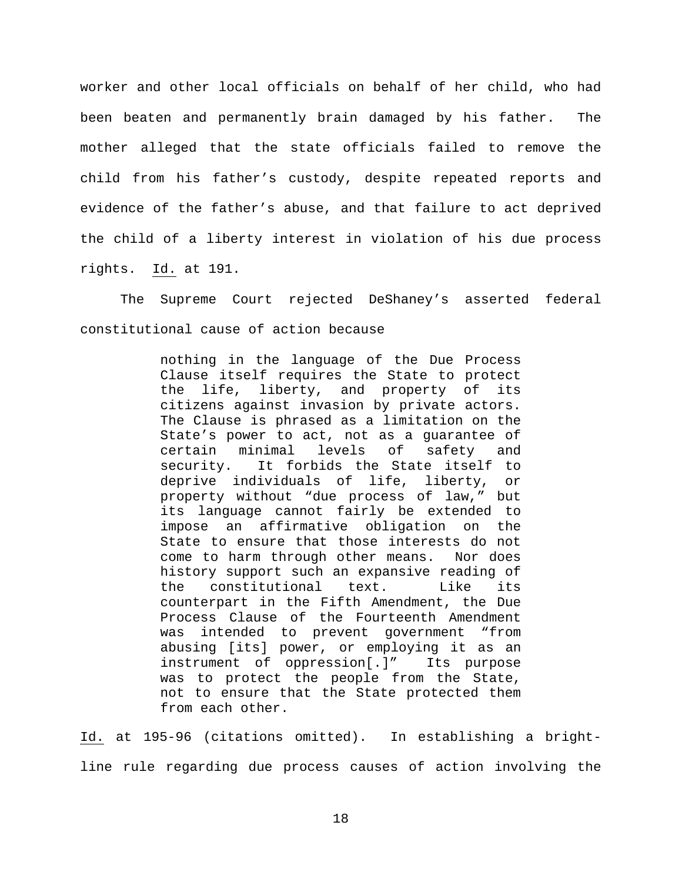worker and other local officials on behalf of her child, who had been beaten and permanently brain damaged by his father. The mother alleged that the state officials failed to remove the child from his father's custody, despite repeated reports and evidence of the father's abuse, and that failure to act deprived the child of a liberty interest in violation of his due process rights. Id. at 191.

The Supreme Court rejected DeShaney's asserted federal constitutional cause of action because

> nothing in the language of the Due Process Clause itself requires the State to protect the life, liberty, and property of its citizens against invasion by private actors. The Clause is phrased as a limitation on the State's power to act, not as a guarantee of certain minimal levels of safety and security. It forbids the State itself to deprive individuals of life, liberty, or property without "due process of law," but its language cannot fairly be extended to impose an affirmative obligation on the State to ensure that those interests do not come to harm through other means. Nor does history support such an expansive reading of the constitutional text. Like its counterpart in the Fifth Amendment, the Due Process Clause of the Fourteenth Amendment was intended to prevent government "from abusing [its] power, or employing it as an instrument of oppression[.]" Its purpose was to protect the people from the State, not to ensure that the State protected them from each other.

Id. at 195-96 (citations omitted). In establishing a bright-line rule regarding due process causes of action involving the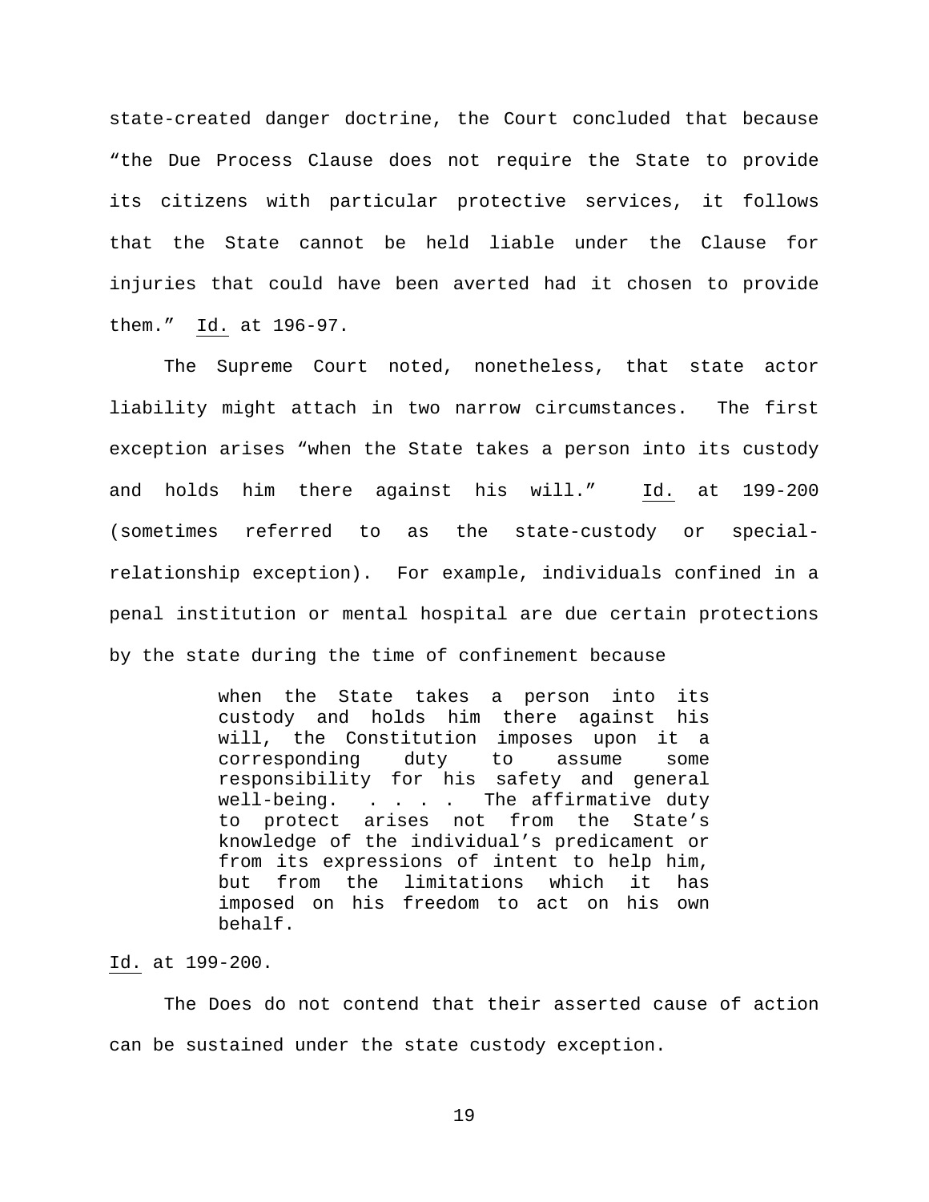state-created danger doctrine, the Court concluded that because "the Due Process Clause does not require the State to provide its citizens with particular protective services, it follows that the State cannot be held liable under the Clause for injuries that could have been averted had it chosen to provide them." Id. at 196-97.

The Supreme Court noted, nonetheless, that state actor liability might attach in two narrow circumstances. The first exception arises "when the State takes a person into its custody and holds him there against his will." Id. at 199-200 (sometimes referred to as the state-custody or special-relationship exception). For example, individuals confined in a penal institution or mental hospital are due certain protections by the state during the time of confinement because

> when the State takes a person into its custody and holds him there against his will, the Constitution imposes upon it a corresponding duty to assume some responsibility for his safety and general well-being. . . . . The affirmative duty to protect arises not from the State's knowledge of the individual's predicament or from its expressions of intent to help him, but from the limitations which it has imposed on his freedom to act on his own behalf.

Id. at 199-200.

The Does do not contend that their asserted cause of action can be sustained under the state custody exception.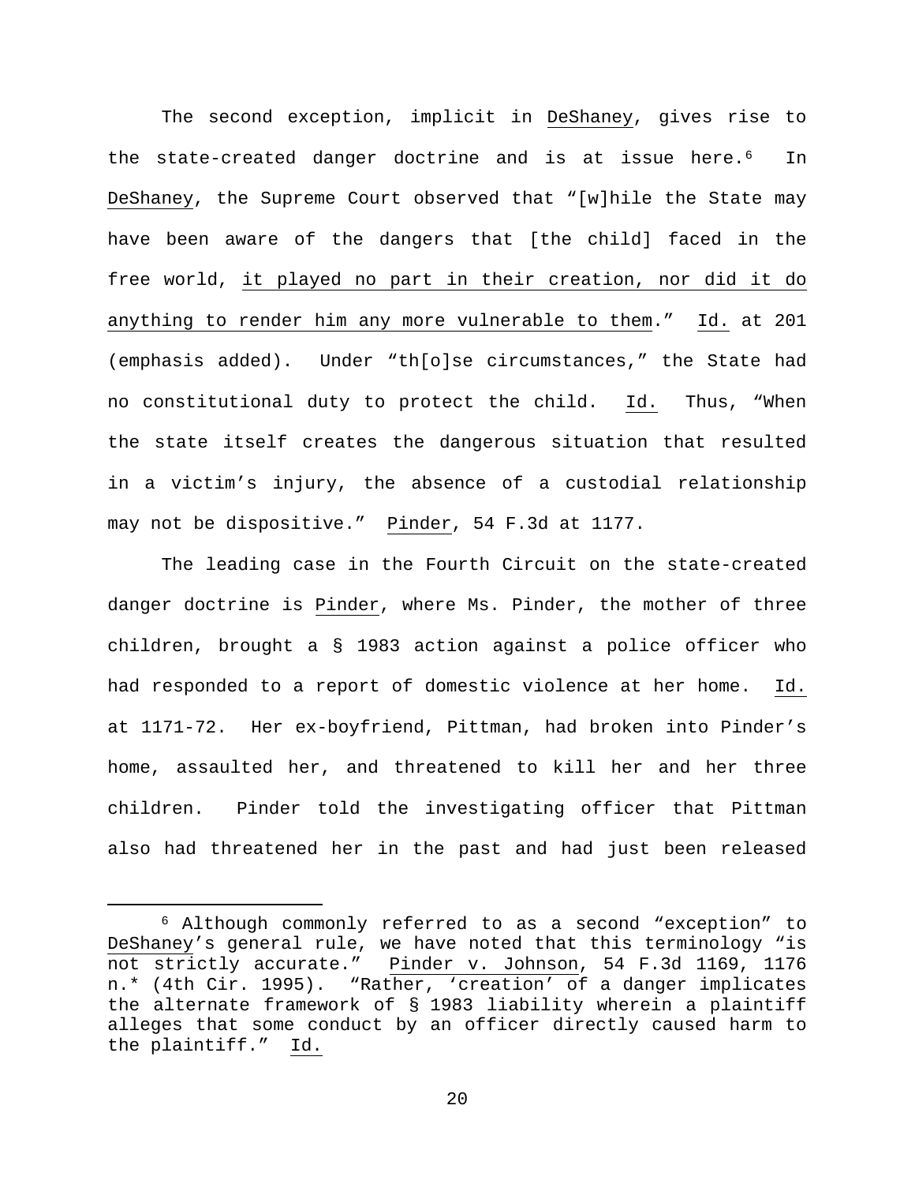The second exception, implicit in DeShaney, gives rise to the state-created danger doctrine and is at issue here.[6] In DeShaney, the Supreme Court observed that "[w]hile the State may have been aware of the dangers that [the child] faced in the free world, it played no part in their creation, nor did it do anything to render him any more vulnerable to them." Id. at 201 (emphasis added). Under "th[o]se circumstances," the State had no constitutional duty to protect the child. Id. Thus, "When the state itself creates the dangerous situation that resulted in a victim's injury, the absence of a custodial relationship may not be dispositive." Pinder, 54 F.3d at 1177.

The leading case in the Fourth Circuit on the state-created danger doctrine is Pinder, where Ms. Pinder, the mother of three children, brought a § 1983 action against a police officer who had responded to a report of domestic violence at her home. Id. at 1171-72. Her ex-boyfriend, Pittman, had broken into Pinder's home, assaulted her, and threatened to kill her and her three children. Pinder told the investigating officer that Pittman also had threatened her in the past and had just been released

[6] Although commonly referred to as a second "exception" to DeShaney's general rule, we have noted that this terminology "is not strictly accurate." Pinder v. Johnson, 54 F.3d 1169, 1176 n.* (4th Cir. 1995). "Rather, 'creation' of a danger implicates the alternate framework of § 1983 liability wherein a plaintiff alleges that some conduct by an officer directly caused harm to the plaintiff." Id.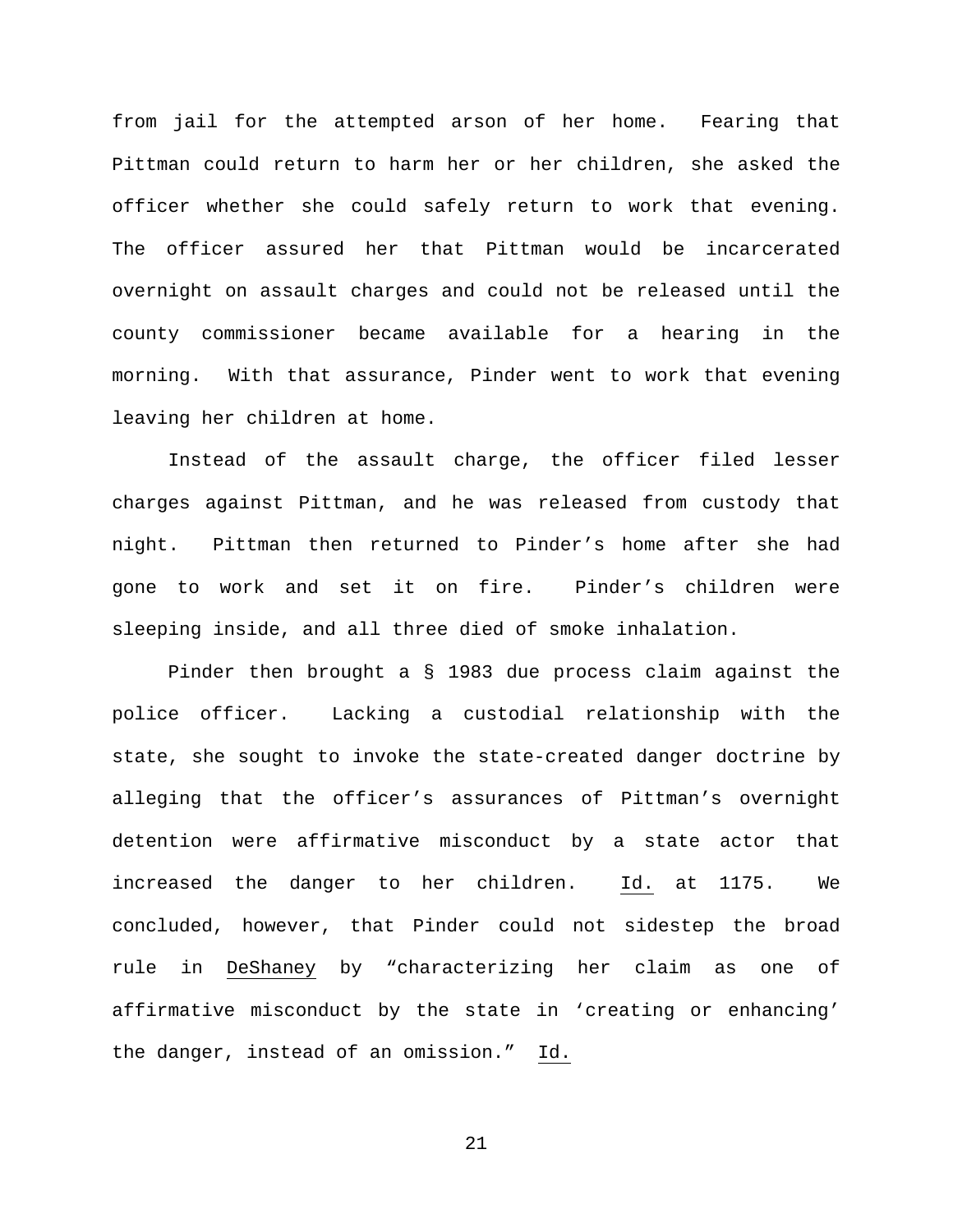from jail for the attempted arson of her home. Fearing that Pittman could return to harm her or her children, she asked the officer whether she could safely return to work that evening. The officer assured her that Pittman would be incarcerated overnight on assault charges and could not be released until the county commissioner became available for a hearing in the morning. With that assurance, Pinder went to work that evening leaving her children at home.

Instead of the assault charge, the officer filed lesser charges against Pittman, and he was released from custody that night. Pittman then returned to Pinder's home after she had gone to work and set it on fire. Pinder's children were sleeping inside, and all three died of smoke inhalation.

Pinder then brought a § 1983 due process claim against the police officer. Lacking a custodial relationship with the state, she sought to invoke the state-created danger doctrine by alleging that the officer's assurances of Pittman's overnight detention were affirmative misconduct by a state actor that increased the danger to her children. Id. at 1175. We concluded, however, that Pinder could not sidestep the broad rule in DeShaney by "characterizing her claim as one of affirmative misconduct by the state in 'creating or enhancing' the danger, instead of an omission." Id.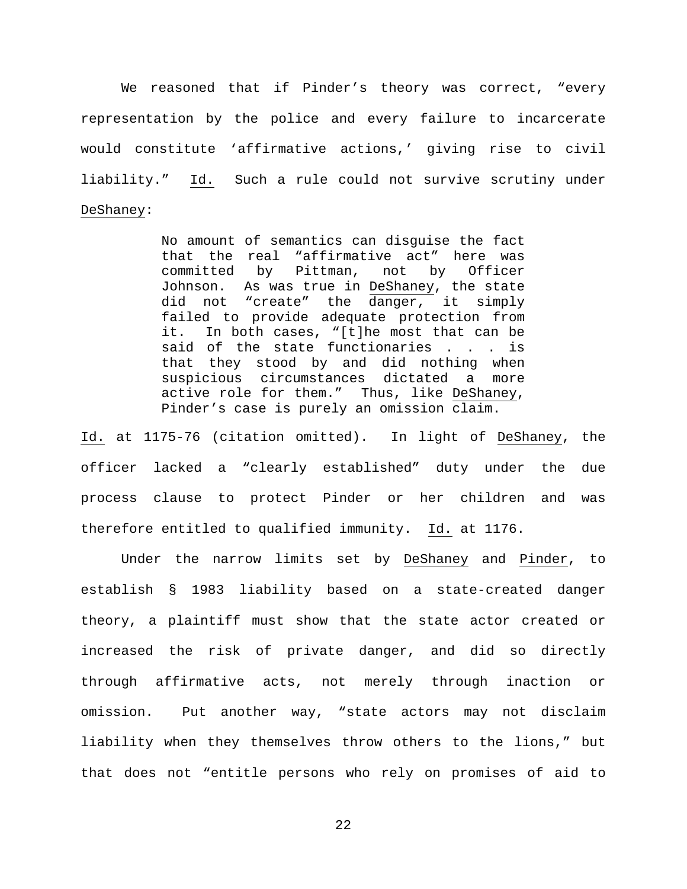We reasoned that if Pinder's theory was correct, "every representation by the police and every failure to incarcerate would constitute 'affirmative actions,' giving rise to civil liability." Id. Such a rule could not survive scrutiny under DeShaney:

> No amount of semantics can disguise the fact that the real "affirmative act" here was committed by Pittman, not by Officer Johnson. As was true in DeShaney, the state did not "create" the danger, it simply failed to provide adequate protection from it. In both cases, "[t]he most that can be said of the state functionaries . . . is that they stood by and did nothing when suspicious circumstances dictated a more active role for them." Thus, like DeShaney, Pinder's case is purely an omission claim.

Id. at 1175-76 (citation omitted). In light of DeShaney, the officer lacked a "clearly established" duty under the due process clause to protect Pinder or her children and was therefore entitled to qualified immunity. Id. at 1176.

Under the narrow limits set by DeShaney and Pinder, to establish § 1983 liability based on a state-created danger theory, a plaintiff must show that the state actor created or increased the risk of private danger, and did so directly through affirmative acts, not merely through inaction or omission. Put another way, "state actors may not disclaim liability when they themselves throw others to the lions," but that does not "entitle persons who rely on promises of aid to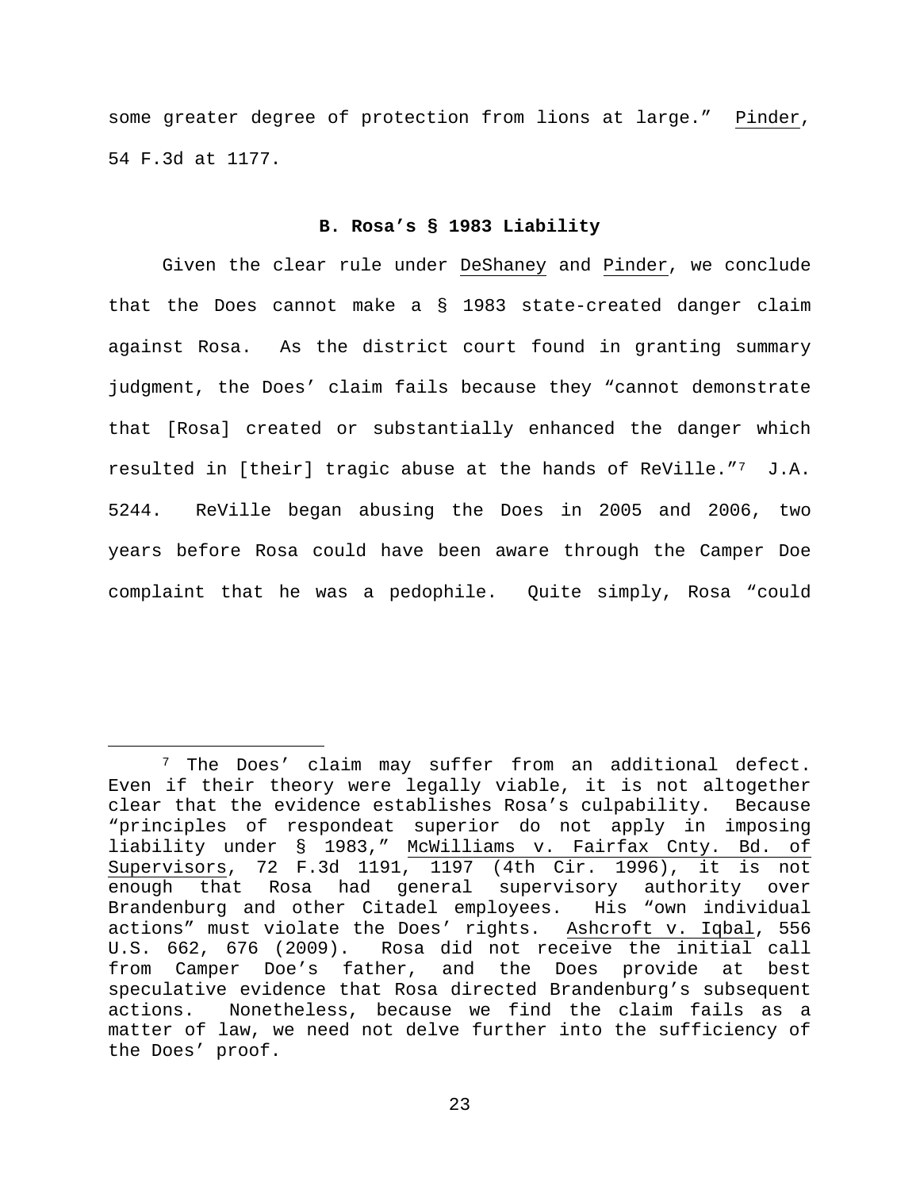some greater degree of protection from lions at large." Pinder, 54 F.3d at 1177.

### B. Rosa's § 1983 Liability

Given the clear rule under DeShaney and Pinder, we conclude that the Does cannot make a § 1983 state-created danger claim against Rosa. As the district court found in granting summary judgment, the Does' claim fails because they "cannot demonstrate that [Rosa] created or substantially enhanced the danger which resulted in [their] tragic abuse at the hands of ReVille."[7] J.A. 5244. ReVille began abusing the Does in 2005 and 2006, two years before Rosa could have been aware through the Camper Doe complaint that he was a pedophile. Quite simply, Rosa "could

---

[7] The Does' claim may suffer from an additional defect. Even if their theory were legally viable, it is not altogether clear that the evidence establishes Rosa's culpability. Because "principles of respondeat superior do not apply in imposing liability under § 1983," McWilliams v. Fairfax Cnty. Bd. of Supervisors, 72 F.3d 1191, 1197 (4th Cir. 1996), it is not enough that Rosa had general supervisory authority over Brandenburg and other Citadel employees. His "own individual actions" must violate the Does' rights. Ashcroft v. Iqbal, 556 U.S. 662, 676 (2009). Rosa did not receive the initial call from Camper Doe's father, and the Does provide at best speculative evidence that Rosa directed Brandenburg's subsequent actions. Nonetheless, because we find the claim fails as a matter of law, we need not delve further into the sufficiency of the Does' proof.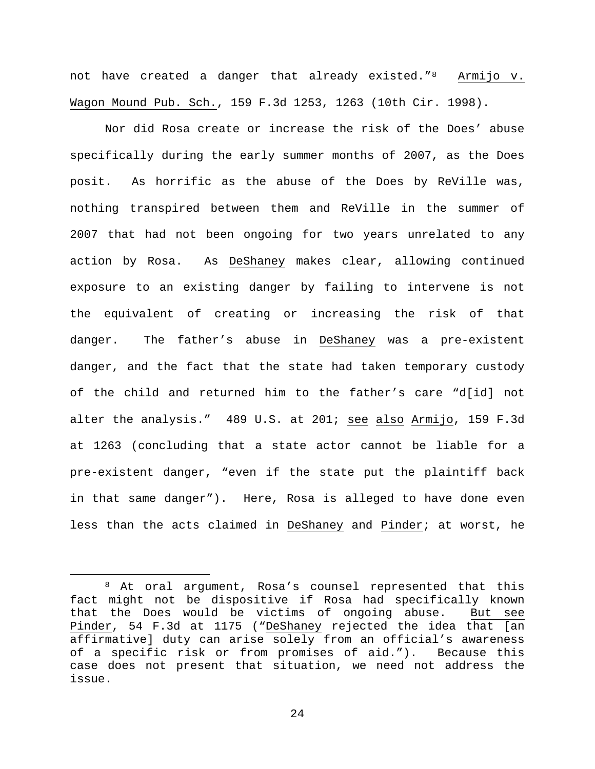not have created a danger that already existed."[8] Armijo v. Wagon Mound Pub. Sch., 159 F.3d 1253, 1263 (10th Cir. 1998).

Nor did Rosa create or increase the risk of the Does' abuse specifically during the early summer months of 2007, as the Does posit. As horrific as the abuse of the Does by ReVille was, nothing transpired between them and ReVille in the summer of 2007 that had not been ongoing for two years unrelated to any action by Rosa. As DeShaney makes clear, allowing continued exposure to an existing danger by failing to intervene is not the equivalent of creating or increasing the risk of that danger. The father's abuse in DeShaney was a pre-existent danger, and the fact that the state had taken temporary custody of the child and returned him to the father's care "d[id] not alter the analysis." 489 U.S. at 201; see also Armijo, 159 F.3d at 1263 (concluding that a state actor cannot be liable for a pre-existent danger, "even if the state put the plaintiff back in that same danger"). Here, Rosa is alleged to have done even less than the acts claimed in DeShaney and Pinder; at worst, he

[8] At oral argument, Rosa's counsel represented that this fact might not be dispositive if Rosa had specifically known that the Does would be victims of ongoing abuse. But see Pinder, 54 F.3d at 1175 ("DeShaney rejected the idea that [an affirmative] duty can arise solely from an official's awareness of a specific risk or from promises of aid."). Because this case does not present that situation, we need not address the issue.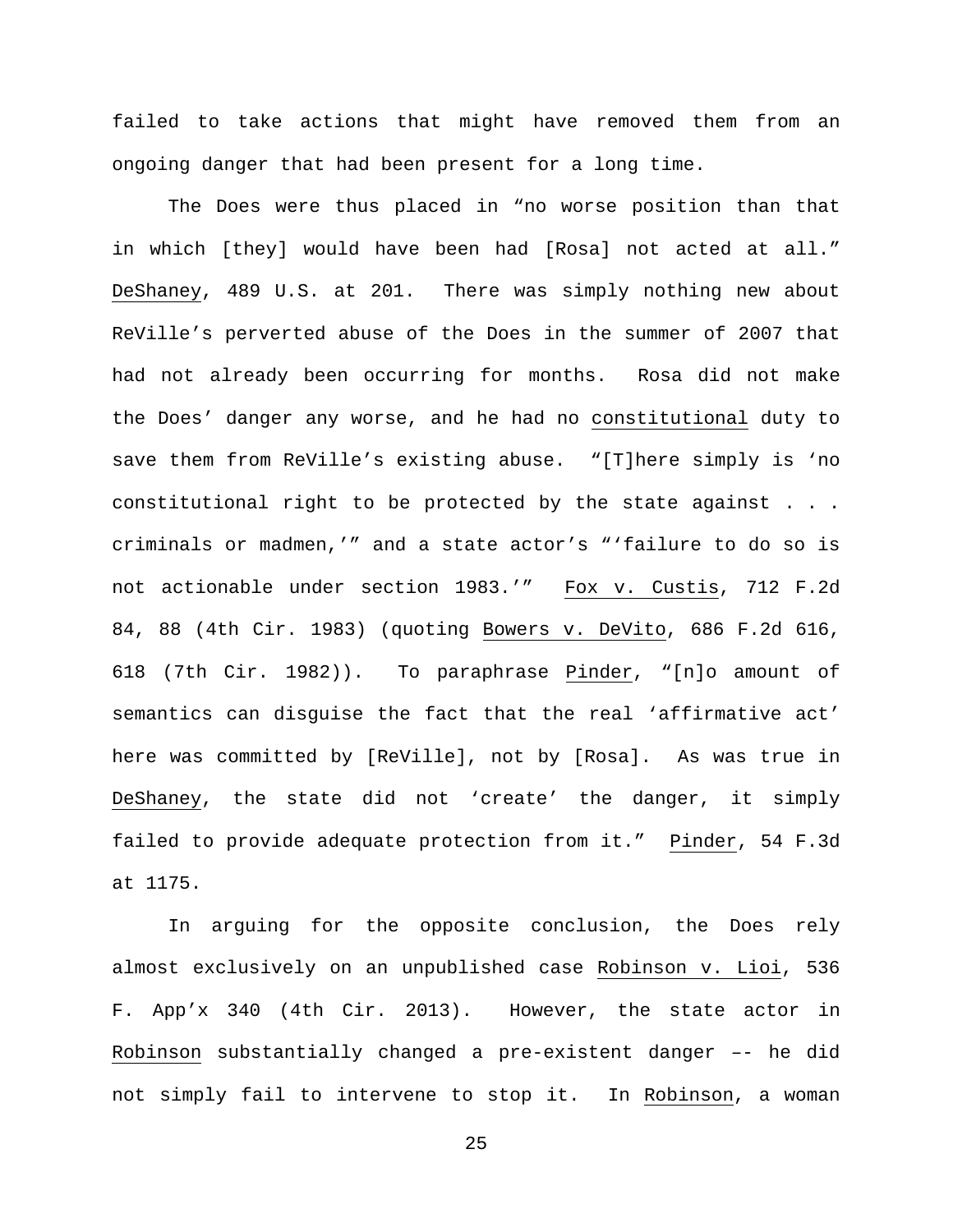failed to take actions that might have removed them from an ongoing danger that had been present for a long time.

The Does were thus placed in "no worse position than that in which [they] would have been had [Rosa] not acted at all." DeShaney, 489 U.S. at 201. There was simply nothing new about ReVille's perverted abuse of the Does in the summer of 2007 that had not already been occurring for months. Rosa did not make the Does' danger any worse, and he had no constitutional duty to save them from ReVille's existing abuse. "[T]here simply is 'no constitutional right to be protected by the state against . . . criminals or madmen,'" and a state actor's "'failure to do so is not actionable under section 1983.'" Fox v. Custis, 712 F.2d 84, 88 (4th Cir. 1983) (quoting Bowers v. DeVito, 686 F.2d 616, 618 (7th Cir. 1982)). To paraphrase Pinder, "[n]o amount of semantics can disguise the fact that the real 'affirmative act' here was committed by [ReVille], not by [Rosa]. As was true in DeShaney, the state did not 'create' the danger, it simply failed to provide adequate protection from it." Pinder, 54 F.3d at 1175.

In arguing for the opposite conclusion, the Does rely almost exclusively on an unpublished case Robinson v. Lioi, 536 F. App'x 340 (4th Cir. 2013). However, the state actor in Robinson substantially changed a pre-existent danger –– he did not simply fail to intervene to stop it. In Robinson, a woman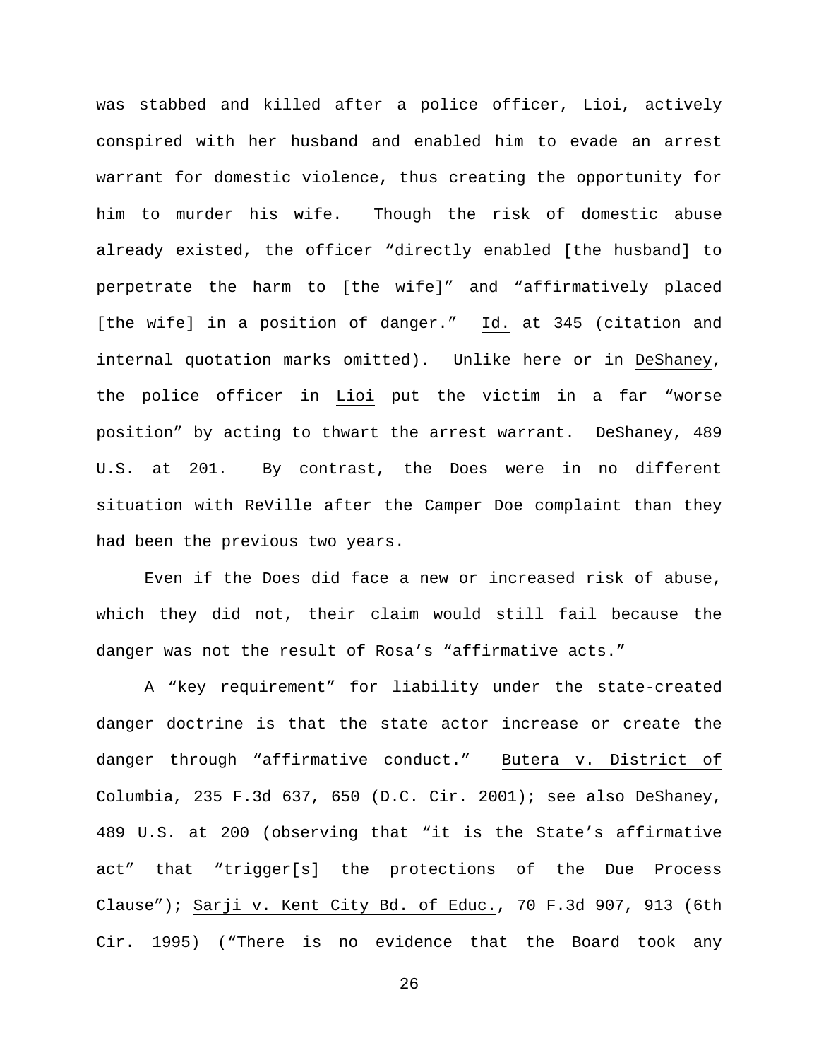was stabbed and killed after a police officer, Lioi, actively conspired with her husband and enabled him to evade an arrest warrant for domestic violence, thus creating the opportunity for him to murder his wife. Though the risk of domestic abuse already existed, the officer "directly enabled [the husband] to perpetrate the harm to [the wife]" and "affirmatively placed [the wife] in a position of danger." Id. at 345 (citation and internal quotation marks omitted). Unlike here or in DeShaney, the police officer in Lioi put the victim in a far "worse position" by acting to thwart the arrest warrant. DeShaney, 489 U.S. at 201. By contrast, the Does were in no different situation with ReVille after the Camper Doe complaint than they had been the previous two years.

Even if the Does did face a new or increased risk of abuse, which they did not, their claim would still fail because the danger was not the result of Rosa's "affirmative acts."

A "key requirement" for liability under the state-created danger doctrine is that the state actor increase or create the danger through "affirmative conduct." Butera v. District of Columbia, 235 F.3d 637, 650 (D.C. Cir. 2001); see also DeShaney, 489 U.S. at 200 (observing that "it is the State's affirmative act" that "trigger[s] the protections of the Due Process Clause"); Sarji v. Kent City Bd. of Educ., 70 F.3d 907, 913 (6th Cir. 1995) ("There is no evidence that the Board took any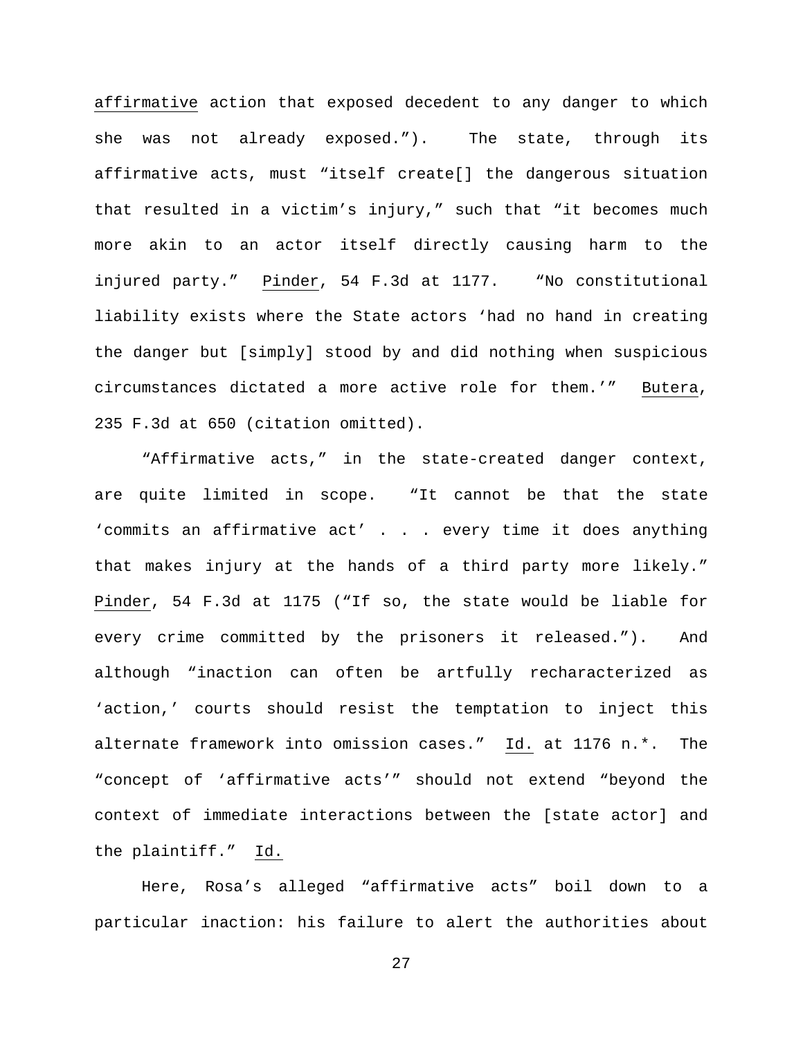affirmative action that exposed decedent to any danger to which she was not already exposed.”). The state, through its affirmative acts, must “itself create[] the dangerous situation that resulted in a victim’s injury,” such that “it becomes much more akin to an actor itself directly causing harm to the injured party.” Pinder, 54 F.3d at 1177. “No constitutional liability exists where the State actors ‘had no hand in creating the danger but [simply] stood by and did nothing when suspicious circumstances dictated a more active role for them.’” Butera, 235 F.3d at 650 (citation omitted).

“Affirmative acts,” in the state-created danger context, are quite limited in scope. “It cannot be that the state ‘commits an affirmative act’ . . . every time it does anything that makes injury at the hands of a third party more likely.” Pinder, 54 F.3d at 1175 (“If so, the state would be liable for every crime committed by the prisoners it released.”). And although “inaction can often be artfully recharacterized as ‘action,’ courts should resist the temptation to inject this alternate framework into omission cases.” Id. at 1176 n.*. The “concept of ‘affirmative acts’” should not extend “beyond the context of immediate interactions between the [state actor] and the plaintiff.” Id.

Here, Rosa’s alleged “affirmative acts” boil down to a particular inaction: his failure to alert the authorities about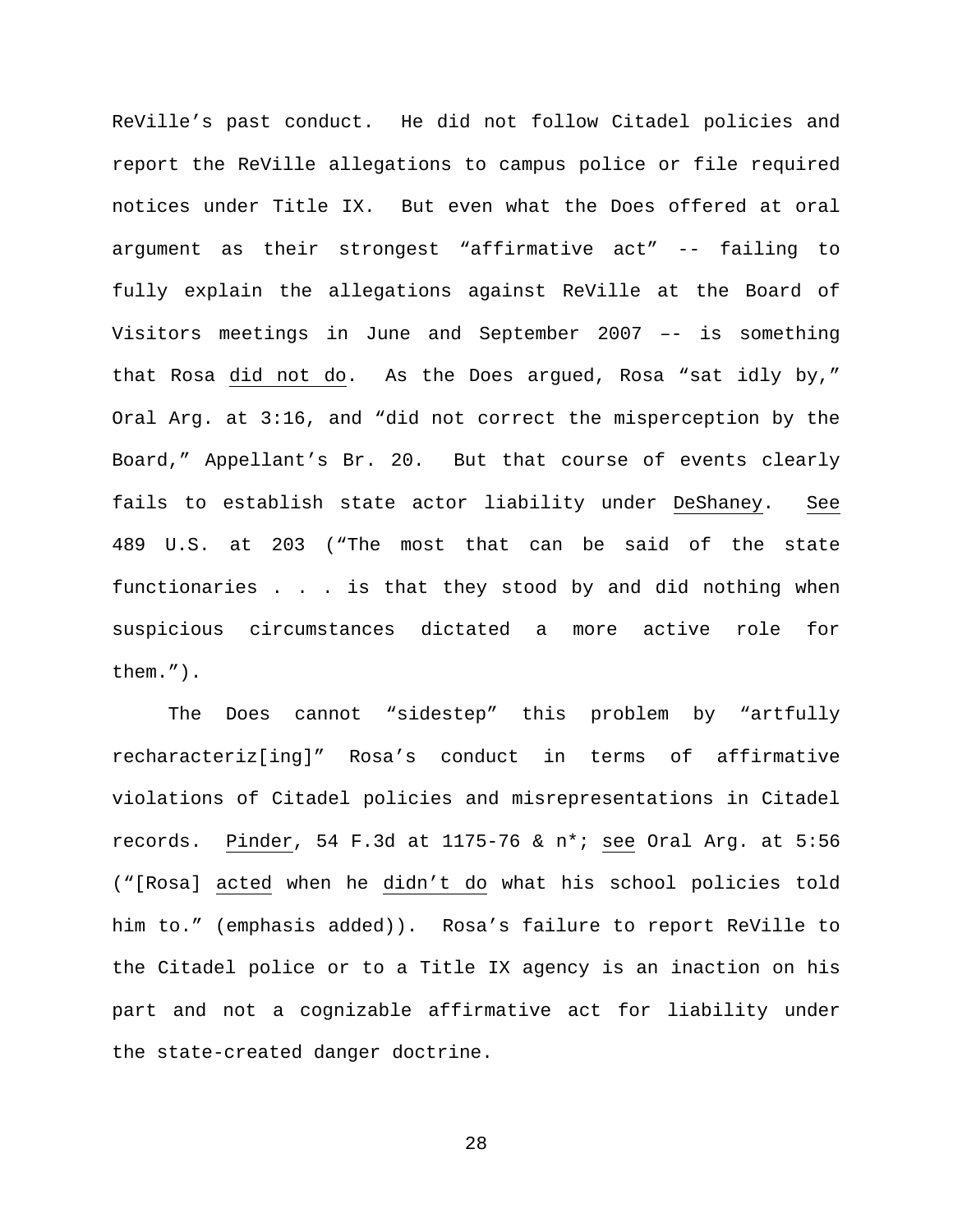ReVille's past conduct. He did not follow Citadel policies and report the ReVille allegations to campus police or file required notices under Title IX. But even what the Does offered at oral argument as their strongest "affirmative act" -- failing to fully explain the allegations against ReVille at the Board of Visitors meetings in June and September 2007 –- is something that Rosa _did not do_. As the Does argued, Rosa "sat idly by," Oral Arg. at 3:16, and "did not correct the misperception by the Board," Appellant's Br. 20. But that course of events clearly fails to establish state actor liability under _DeShaney_. _See_ 489 U.S. at 203 ("The most that can be said of the state functionaries . . . is that they stood by and did nothing when suspicious circumstances dictated a more active role for them.").

The Does cannot "sidestep" this problem by "artfully recharacteriz[ing]" Rosa's conduct in terms of affirmative violations of Citadel policies and misrepresentations in Citadel records. _Pinder_, 54 F.3d at 1175-76 & n*; _see_ Oral Arg. at 5:56 ("[Rosa] _acted_ when he _didn't do_ what his school policies told him to." (emphasis added)). Rosa's failure to report ReVille to the Citadel police or to a Title IX agency is an inaction on his part and not a cognizable affirmative act for liability under the state-created danger doctrine.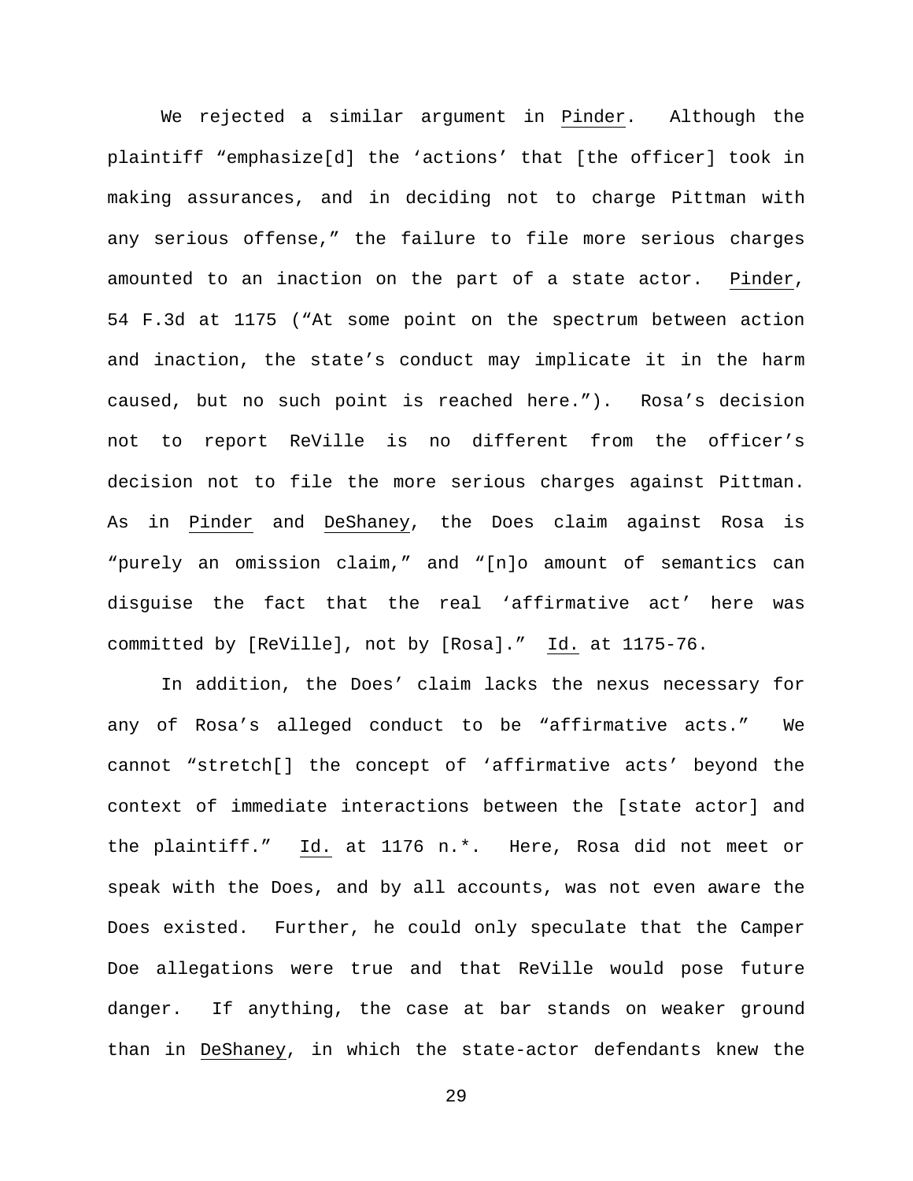We rejected a similar argument in Pinder. Although the plaintiff "emphasize[d] the 'actions' that [the officer] took in making assurances, and in deciding not to charge Pittman with any serious offense," the failure to file more serious charges amounted to an inaction on the part of a state actor. Pinder, 54 F.3d at 1175 ("At some point on the spectrum between action and inaction, the state's conduct may implicate it in the harm caused, but no such point is reached here."). Rosa's decision not to report ReVille is no different from the officer's decision not to file the more serious charges against Pittman. As in Pinder and DeShaney, the Does claim against Rosa is "purely an omission claim," and "[n]o amount of semantics can disguise the fact that the real 'affirmative act' here was committed by [ReVille], not by [Rosa]." Id. at 1175-76.

In addition, the Does' claim lacks the nexus necessary for any of Rosa's alleged conduct to be "affirmative acts." We cannot "stretch[] the concept of 'affirmative acts' beyond the context of immediate interactions between the [state actor] and the plaintiff." Id. at 1176 n.*. Here, Rosa did not meet or speak with the Does, and by all accounts, was not even aware the Does existed. Further, he could only speculate that the Camper Doe allegations were true and that ReVille would pose future danger. If anything, the case at bar stands on weaker ground than in DeShaney, in which the state-actor defendants knew the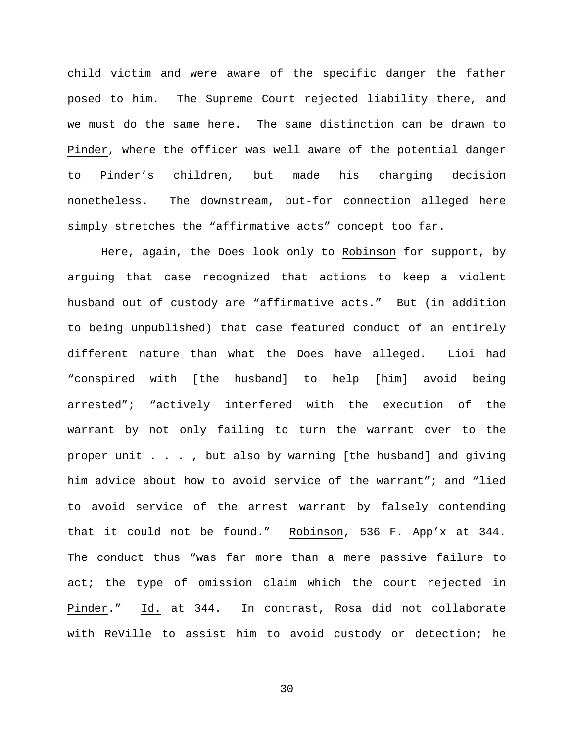child victim and were aware of the specific danger the father posed to him. The Supreme Court rejected liability there, and we must do the same here. The same distinction can be drawn to Pinder, where the officer was well aware of the potential danger to Pinder's children, but made his charging decision nonetheless. The downstream, but-for connection alleged here simply stretches the "affirmative acts" concept too far.

Here, again, the Does look only to Robinson for support, by arguing that case recognized that actions to keep a violent husband out of custody are "affirmative acts." But (in addition to being unpublished) that case featured conduct of an entirely different nature than what the Does have alleged. Lioi had "conspired with [the husband] to help [him] avoid being arrested"; "actively interfered with the execution of the warrant by not only failing to turn the warrant over to the proper unit . . . , but also by warning [the husband] and giving him advice about how to avoid service of the warrant"; and "lied to avoid service of the arrest warrant by falsely contending that it could not be found." Robinson, 536 F. App'x at 344. The conduct thus "was far more than a mere passive failure to act; the type of omission claim which the court rejected in Pinder." Id. at 344. In contrast, Rosa did not collaborate with ReVille to assist him to avoid custody or detection; he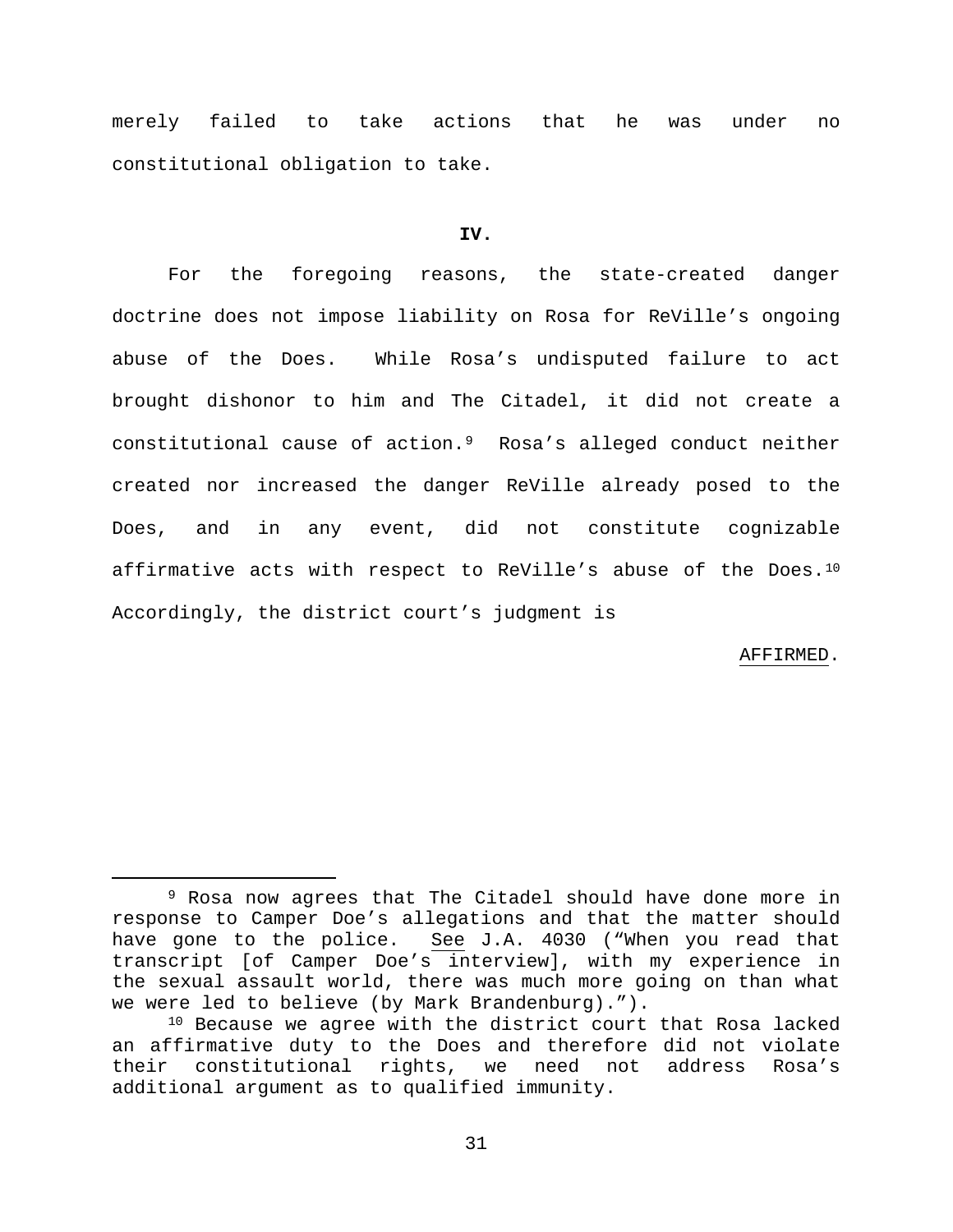merely failed to take actions that he was under no constitutional obligation to take.

## IV.

For the foregoing reasons, the state-created danger doctrine does not impose liability on Rosa for ReVille's ongoing abuse of the Does. While Rosa's undisputed failure to act brought dishonor to him and The Citadel, it did not create a constitutional cause of action.[9] Rosa's alleged conduct neither created nor increased the danger ReVille already posed to the Does, and in any event, did not constitute cognizable affirmative acts with respect to ReVille's abuse of the Does.[10] Accordingly, the district court's judgment is

AFFIRMED.

---

[9] Rosa now agrees that The Citadel should have done more in response to Camper Doe's allegations and that the matter should have gone to the police. See J.A. 4030 ("When you read that transcript [of Camper Doe's interview], with my experience in the sexual assault world, there was much more going on than what we were led to believe (by Mark Brandenburg).").

[10] Because we agree with the district court that Rosa lacked an affirmative duty to the Does and therefore did not violate their constitutional rights, we need not address Rosa's additional argument as to qualified immunity.